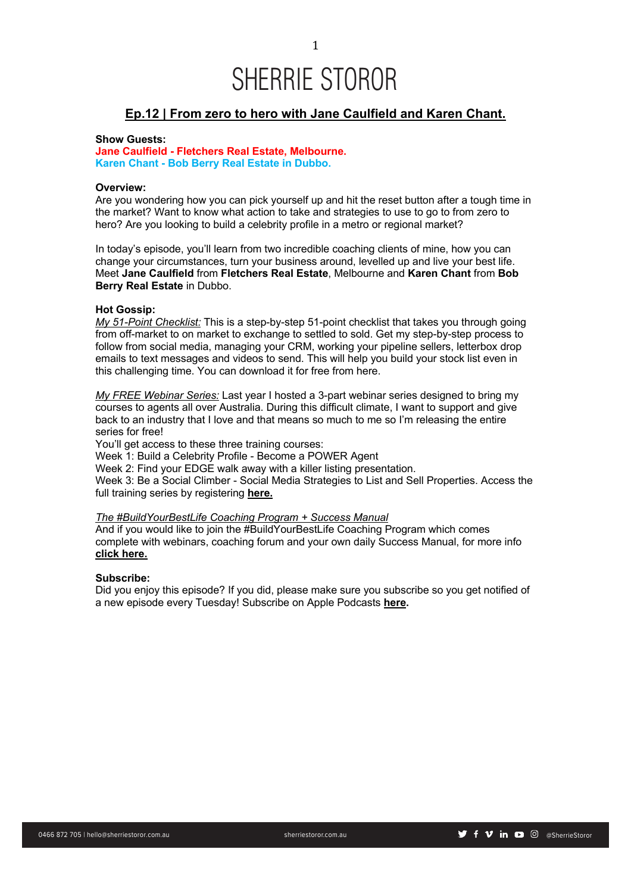# SHERRIE STOROR

## Ep.12 | From zero to hero with Jane Caulfield and Karen Chant.

**Show Guests:**
**Jane Caulfield - Fletchers Real Estate, Melbourne.**
**Karen Chant - Bob Berry Real Estate in Dubbo.**

**Overview:**
Are you wondering how you can pick yourself up and hit the reset button after a tough time in the market? Want to know what action to take and strategies to use to go to from zero to hero? Are you looking to build a celebrity profile in a metro or regional market?

In today's episode, you'll learn from two incredible coaching clients of mine, how you can change your circumstances, turn your business around, levelled up and live your best life. Meet **Jane Caulfield** from **Fletchers Real Estate**, Melbourne and **Karen Chant** from **Bob Berry Real Estate** in Dubbo.

**Hot Gossip:**
*My 51-Point Checklist:* This is a step-by-step 51-point checklist that takes you through going from off-market to on market to exchange to settled to sold. Get my step-by-step process to follow from social media, managing your CRM, working your pipeline sellers, letterbox drop emails to text messages and videos to send. This will help you build your stock list even in this challenging time. You can download it for free from here.

*My FREE Webinar Series:* Last year I hosted a 3-part webinar series designed to bring my courses to agents all over Australia. During this difficult climate, I want to support and give back to an industry that I love and that means so much to me so I'm releasing the entire series for free!
You'll get access to these three training courses:
Week 1: Build a Celebrity Profile - Become a POWER Agent
Week 2: Find your EDGE walk away with a killer listing presentation.
Week 3: Be a Social Climber - Social Media Strategies to List and Sell Properties. Access the full training series by registering **here.**

*The #BuildYourBestLife Coaching Program + Success Manual*
And if you would like to join the #BuildYourBestLife Coaching Program which comes complete with webinars, coaching forum and your own daily Success Manual, for more info **click here.**

**Subscribe:**
Did you enjoy this episode? If you did, please make sure you subscribe so you get notified of a new episode every Tuesday! Subscribe on Apple Podcasts **here.**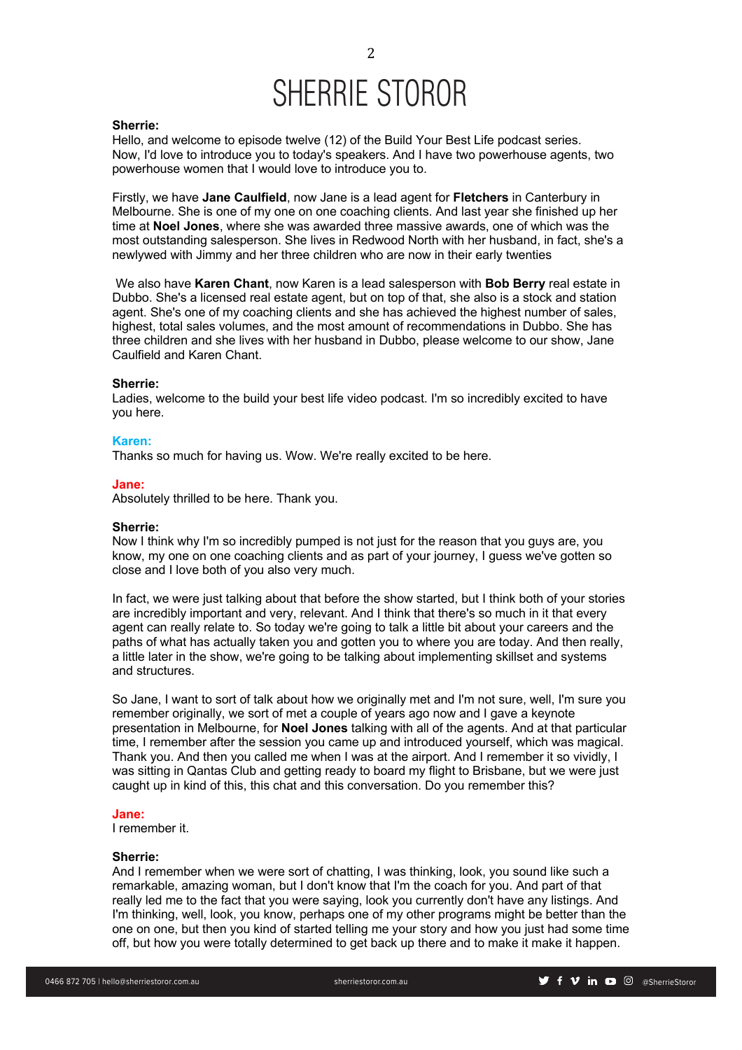**Sherrie:**
Hello, and welcome to episode twelve (12) of the Build Your Best Life podcast series. Now, I'd love to introduce you to today's speakers. And I have two powerhouse agents, two powerhouse women that I would love to introduce you to.

Firstly, we have **Jane Caulfield**, now Jane is a lead agent for **Fletchers** in Canterbury in Melbourne. She is one of my one on one coaching clients. And last year she finished up her time at **Noel Jones**, where she was awarded three massive awards, one of which was the most outstanding salesperson. She lives in Redwood North with her husband, in fact, she's a newlywed with Jimmy and her three children who are now in their early twenties

We also have **Karen Chant**, now Karen is a lead salesperson with **Bob Berry** real estate in Dubbo. She's a licensed real estate agent, but on top of that, she also is a stock and station agent. She's one of my coaching clients and she has achieved the highest number of sales, highest, total sales volumes, and the most amount of recommendations in Dubbo. She has three children and she lives with her husband in Dubbo, please welcome to our show, Jane Caulfield and Karen Chant.

**Sherrie:**
Ladies, welcome to the build your best life video podcast. I'm so incredibly excited to have you here.

**Karen:**
Thanks so much for having us. Wow. We're really excited to be here.

**Jane:**
Absolutely thrilled to be here. Thank you.

**Sherrie:**
Now I think why I'm so incredibly pumped is not just for the reason that you guys are, you know, my one on one coaching clients and as part of your journey, I guess we've gotten so close and I love both of you also very much.

In fact, we were just talking about that before the show started, but I think both of your stories are incredibly important and very, relevant. And I think that there's so much in it that every agent can really relate to. So today we're going to talk a little bit about your careers and the paths of what has actually taken you and gotten you to where you are today. And then really, a little later in the show, we're going to be talking about implementing skillset and systems and structures.

So Jane, I want to sort of talk about how we originally met and I'm not sure, well, I'm sure you remember originally, we sort of met a couple of years ago now and I gave a keynote presentation in Melbourne, for **Noel Jones** talking with all of the agents. And at that particular time, I remember after the session you came up and introduced yourself, which was magical. Thank you. And then you called me when I was at the airport. And I remember it so vividly, I was sitting in Qantas Club and getting ready to board my flight to Brisbane, but we were just caught up in kind of this, this chat and this conversation. Do you remember this?

**Jane:**
I remember it.

**Sherrie:**
And I remember when we were sort of chatting, I was thinking, look, you sound like such a remarkable, amazing woman, but I don't know that I'm the coach for you. And part of that really led me to the fact that you were saying, look you currently don't have any listings. And I'm thinking, well, look, you know, perhaps one of my other programs might be better than the one on one, but then you kind of started telling me your story and how you just had some time off, but how you were totally determined to get back up there and to make it make it happen.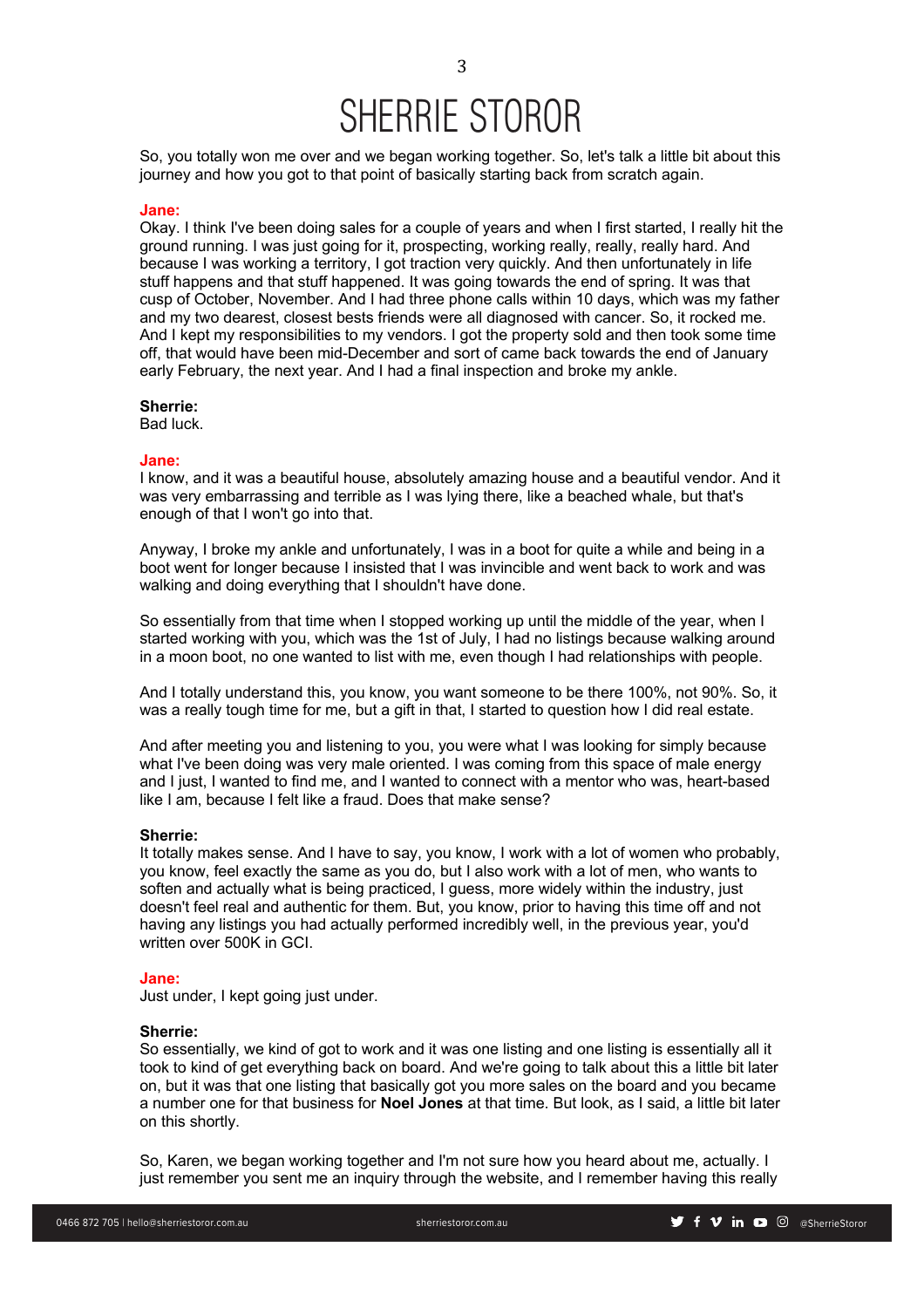So, you totally won me over and we began working together. So, let's talk a little bit about this journey and how you got to that point of basically starting back from scratch again.

**Jane:**
Okay. I think I've been doing sales for a couple of years and when I first started, I really hit the ground running. I was just going for it, prospecting, working really, really, really hard. And because I was working a territory, I got traction very quickly. And then unfortunately in life stuff happens and that stuff happened. It was going towards the end of spring. It was that cusp of October, November. And I had three phone calls within 10 days, which was my father and my two dearest, closest bests friends were all diagnosed with cancer. So, it rocked me. And I kept my responsibilities to my vendors. I got the property sold and then took some time off, that would have been mid-December and sort of came back towards the end of January early February, the next year. And I had a final inspection and broke my ankle.

**Sherrie:**
Bad luck.

**Jane:**
I know, and it was a beautiful house, absolutely amazing house and a beautiful vendor. And it was very embarrassing and terrible as I was lying there, like a beached whale, but that's enough of that I won't go into that.

Anyway, I broke my ankle and unfortunately, I was in a boot for quite a while and being in a boot went for longer because I insisted that I was invincible and went back to work and was walking and doing everything that I shouldn't have done.

So essentially from that time when I stopped working up until the middle of the year, when I started working with you, which was the 1st of July, I had no listings because walking around in a moon boot, no one wanted to list with me, even though I had relationships with people.

And I totally understand this, you know, you want someone to be there 100%, not 90%. So, it was a really tough time for me, but a gift in that, I started to question how I did real estate.

And after meeting you and listening to you, you were what I was looking for simply because what I've been doing was very male oriented. I was coming from this space of male energy and I just, I wanted to find me, and I wanted to connect with a mentor who was, heart-based like I am, because I felt like a fraud. Does that make sense?

**Sherrie:**
It totally makes sense. And I have to say, you know, I work with a lot of women who probably, you know, feel exactly the same as you do, but I also work with a lot of men, who wants to soften and actually what is being practiced, I guess, more widely within the industry, just doesn't feel real and authentic for them. But, you know, prior to having this time off and not having any listings you had actually performed incredibly well, in the previous year, you'd written over 500K in GCI.

**Jane:**
Just under, I kept going just under.

**Sherrie:**
So essentially, we kind of got to work and it was one listing and one listing is essentially all it took to kind of get everything back on board. And we're going to talk about this a little bit later on, but it was that one listing that basically got you more sales on the board and you became a number one for that business for **Noel Jones** at that time. But look, as I said, a little bit later on this shortly.

So, Karen, we began working together and I'm not sure how you heard about me, actually. I just remember you sent me an inquiry through the website, and I remember having this really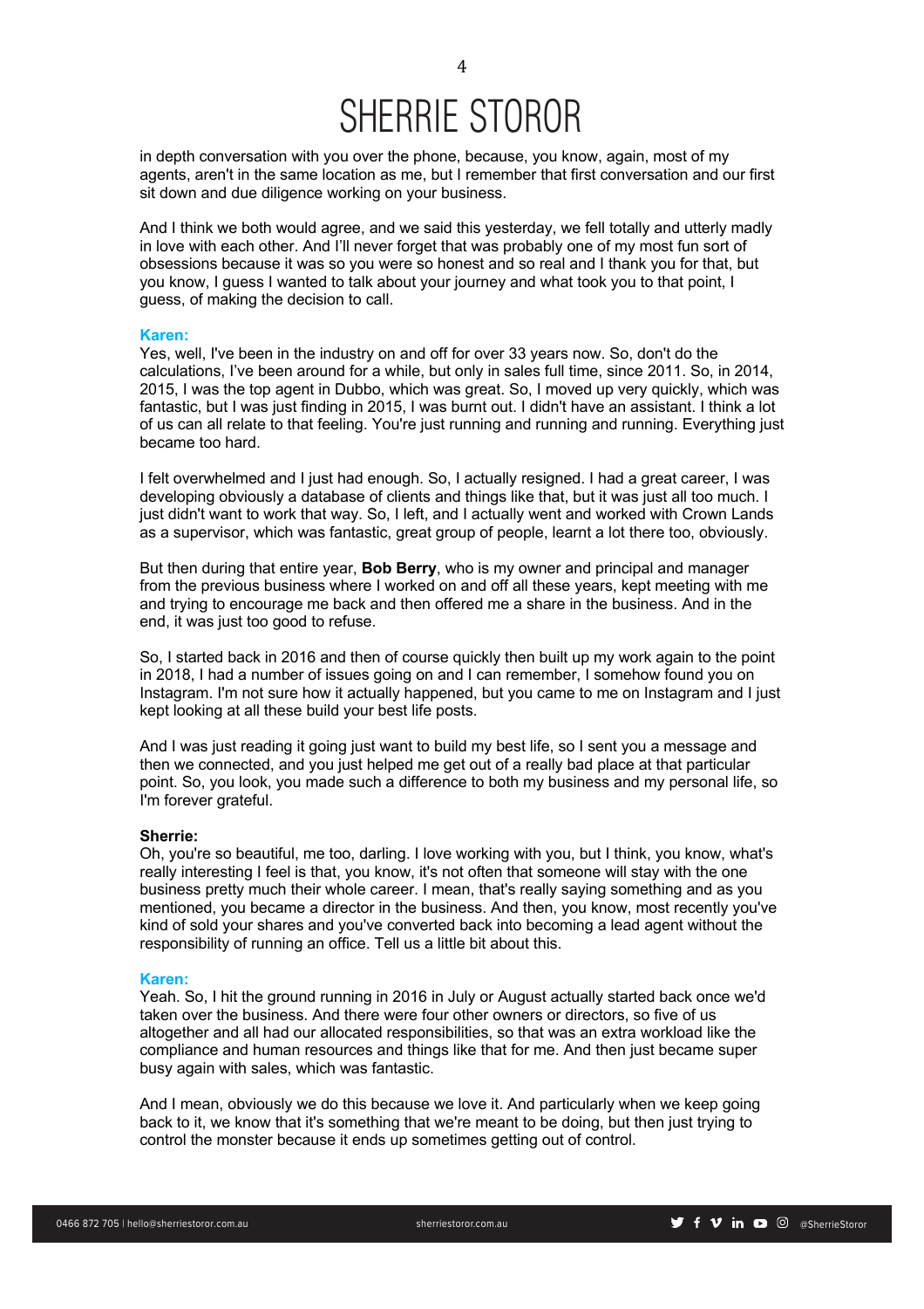in depth conversation with you over the phone, because, you know, again, most of my agents, aren't in the same location as me, but I remember that first conversation and our first sit down and due diligence working on your business.

And I think we both would agree, and we said this yesterday, we fell totally and utterly madly in love with each other. And I'll never forget that was probably one of my most fun sort of obsessions because it was so you were so honest and so real and I thank you for that, but you know, I guess I wanted to talk about your journey and what took you to that point, I guess, of making the decision to call.

**Karen:**
Yes, well, I've been in the industry on and off for over 33 years now. So, don't do the calculations, I've been around for a while, but only in sales full time, since 2011. So, in 2014, 2015, I was the top agent in Dubbo, which was great. So, I moved up very quickly, which was fantastic, but I was just finding in 2015, I was burnt out. I didn't have an assistant. I think a lot of us can all relate to that feeling. You're just running and running and running. Everything just became too hard.

I felt overwhelmed and I just had enough. So, I actually resigned. I had a great career, I was developing obviously a database of clients and things like that, but it was just all too much. I just didn't want to work that way. So, I left, and I actually went and worked with Crown Lands as a supervisor, which was fantastic, great group of people, learnt a lot there too, obviously.

But then during that entire year, **Bob Berry**, who is my owner and principal and manager from the previous business where I worked on and off all these years, kept meeting with me and trying to encourage me back and then offered me a share in the business. And in the end, it was just too good to refuse.

So, I started back in 2016 and then of course quickly then built up my work again to the point in 2018, I had a number of issues going on and I can remember, I somehow found you on Instagram. I'm not sure how it actually happened, but you came to me on Instagram and I just kept looking at all these build your best life posts.

And I was just reading it going just want to build my best life, so I sent you a message and then we connected, and you just helped me get out of a really bad place at that particular point. So, you look, you made such a difference to both my business and my personal life, so I'm forever grateful.

**Sherrie:**
Oh, you're so beautiful, me too, darling. I love working with you, but I think, you know, what's really interesting I feel is that, you know, it's not often that someone will stay with the one business pretty much their whole career. I mean, that's really saying something and as you mentioned, you became a director in the business. And then, you know, most recently you've kind of sold your shares and you've converted back into becoming a lead agent without the responsibility of running an office. Tell us a little bit about this.

**Karen:**
Yeah. So, I hit the ground running in 2016 in July or August actually started back once we'd taken over the business. And there were four other owners or directors, so five of us altogether and all had our allocated responsibilities, so that was an extra workload like the compliance and human resources and things like that for me. And then just became super busy again with sales, which was fantastic.

And I mean, obviously we do this because we love it. And particularly when we keep going back to it, we know that it's something that we're meant to be doing, but then just trying to control the monster because it ends up sometimes getting out of control.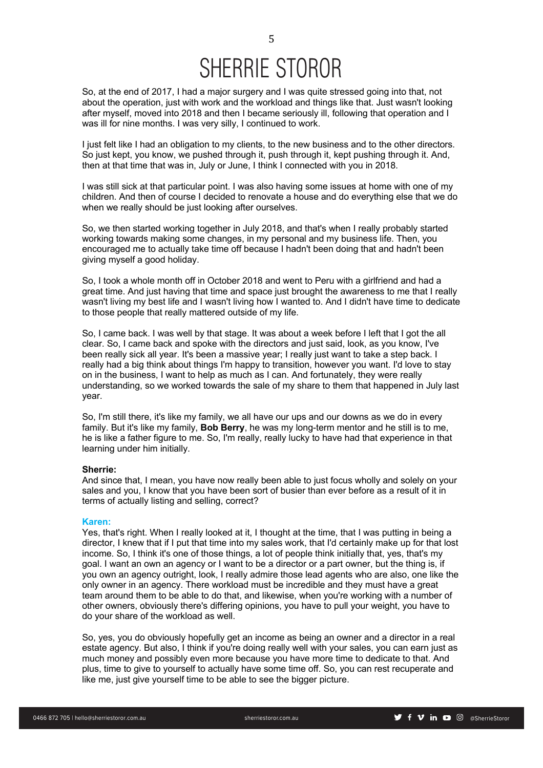So, at the end of 2017, I had a major surgery and I was quite stressed going into that, not about the operation, just with work and the workload and things like that. Just wasn't looking after myself, moved into 2018 and then I became seriously ill, following that operation and I was ill for nine months. I was very silly, I continued to work.

I just felt like I had an obligation to my clients, to the new business and to the other directors. So just kept, you know, we pushed through it, push through it, kept pushing through it. And, then at that time that was in, July or June, I think I connected with you in 2018.

I was still sick at that particular point. I was also having some issues at home with one of my children. And then of course I decided to renovate a house and do everything else that we do when we really should be just looking after ourselves.

So, we then started working together in July 2018, and that's when I really probably started working towards making some changes, in my personal and my business life. Then, you encouraged me to actually take time off because I hadn't been doing that and hadn't been giving myself a good holiday.

So, I took a whole month off in October 2018 and went to Peru with a girlfriend and had a great time. And just having that time and space just brought the awareness to me that I really wasn't living my best life and I wasn't living how I wanted to. And I didn't have time to dedicate to those people that really mattered outside of my life.

So, I came back. I was well by that stage. It was about a week before I left that I got the all clear. So, I came back and spoke with the directors and just said, look, as you know, I've been really sick all year. It's been a massive year; I really just want to take a step back. I really had a big think about things I'm happy to transition, however you want. I'd love to stay on in the business, I want to help as much as I can. And fortunately, they were really understanding, so we worked towards the sale of my share to them that happened in July last year.

So, I'm still there, it's like my family, we all have our ups and our downs as we do in every family. But it's like my family, **Bob Berry**, he was my long-term mentor and he still is to me, he is like a father figure to me. So, I'm really, really lucky to have had that experience in that learning under him initially.

**Sherrie:**
And since that, I mean, you have now really been able to just focus wholly and solely on your sales and you, I know that you have been sort of busier than ever before as a result of it in terms of actually listing and selling, correct?

**Karen:**
Yes, that's right. When I really looked at it, I thought at the time, that I was putting in being a director, I knew that if I put that time into my sales work, that I'd certainly make up for that lost income. So, I think it's one of those things, a lot of people think initially that, yes, that's my goal. I want an own an agency or I want to be a director or a part owner, but the thing is, if you own an agency outright, look, I really admire those lead agents who are also, one like the only owner in an agency. There workload must be incredible and they must have a great team around them to be able to do that, and likewise, when you're working with a number of other owners, obviously there's differing opinions, you have to pull your weight, you have to do your share of the workload as well.

So, yes, you do obviously hopefully get an income as being an owner and a director in a real estate agency. But also, I think if you're doing really well with your sales, you can earn just as much money and possibly even more because you have more time to dedicate to that. And plus, time to give to yourself to actually have some time off. So, you can rest recuperate and like me, just give yourself time to be able to see the bigger picture.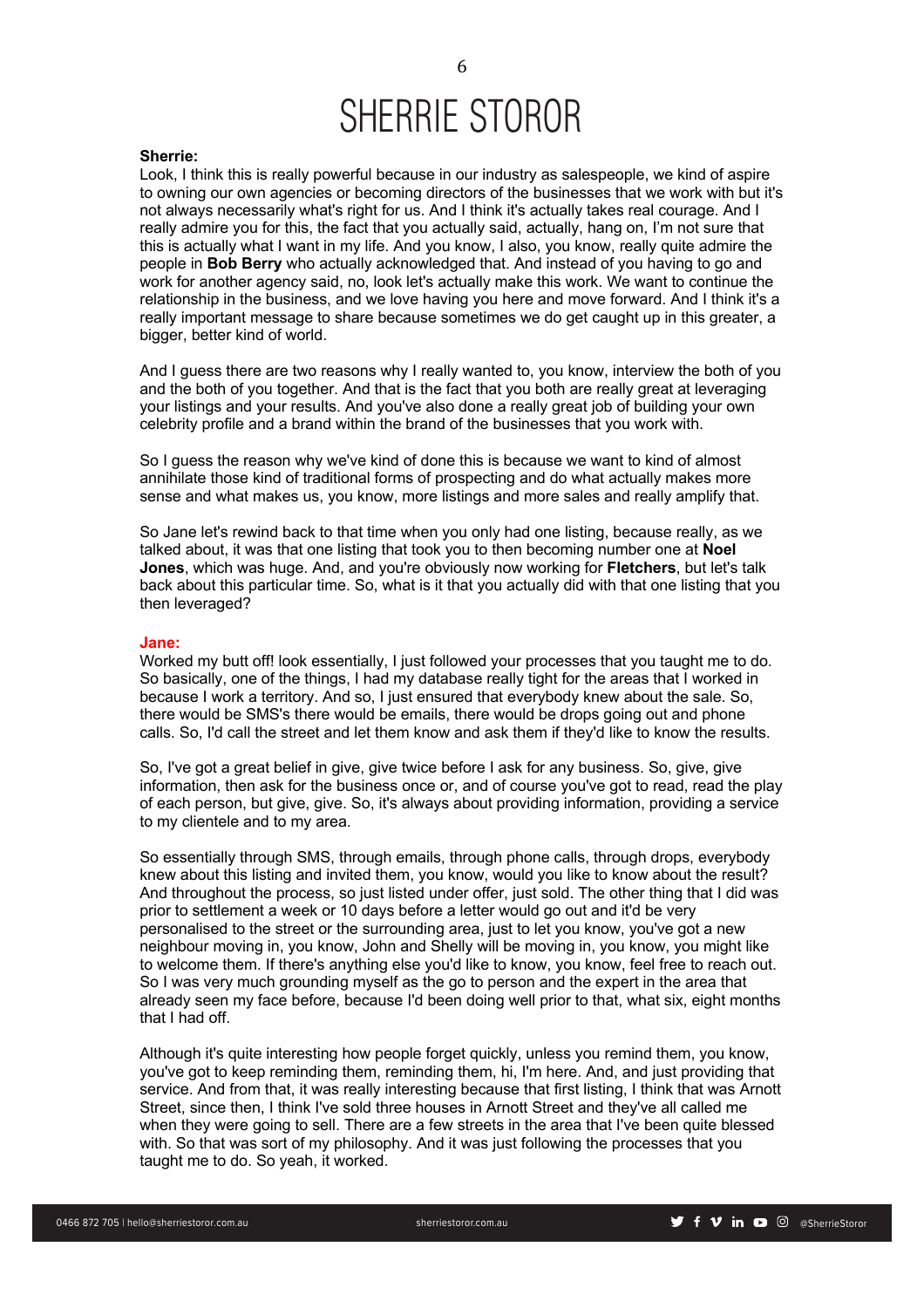**Sherrie:**
Look, I think this is really powerful because in our industry as salespeople, we kind of aspire to owning our own agencies or becoming directors of the businesses that we work with but it's not always necessarily what's right for us. And I think it's actually takes real courage. And I really admire you for this, the fact that you actually said, actually, hang on, I'm not sure that this is actually what I want in my life. And you know, I also, you know, really quite admire the people in **Bob Berry** who actually acknowledged that. And instead of you having to go and work for another agency said, no, look let's actually make this work. We want to continue the relationship in the business, and we love having you here and move forward. And I think it's a really important message to share because sometimes we do get caught up in this greater, a bigger, better kind of world.

And I guess there are two reasons why I really wanted to, you know, interview the both of you and the both of you together. And that is the fact that you both are really great at leveraging your listings and your results. And you've also done a really great job of building your own celebrity profile and a brand within the brand of the businesses that you work with.

So I guess the reason why we've kind of done this is because we want to kind of almost annihilate those kind of traditional forms of prospecting and do what actually makes more sense and what makes us, you know, more listings and more sales and really amplify that.

So Jane let's rewind back to that time when you only had one listing, because really, as we talked about, it was that one listing that took you to then becoming number one at **Noel Jones**, which was huge. And, and you're obviously now working for **Fletchers**, but let's talk back about this particular time. So, what is it that you actually did with that one listing that you then leveraged?

**Jane:**
Worked my butt off! look essentially, I just followed your processes that you taught me to do. So basically, one of the things, I had my database really tight for the areas that I worked in because I work a territory. And so, I just ensured that everybody knew about the sale. So, there would be SMS's there would be emails, there would be drops going out and phone calls. So, I'd call the street and let them know and ask them if they'd like to know the results.

So, I've got a great belief in give, give twice before I ask for any business. So, give, give information, then ask for the business once or, and of course you've got to read, read the play of each person, but give, give. So, it's always about providing information, providing a service to my clientele and to my area.

So essentially through SMS, through emails, through phone calls, through drops, everybody knew about this listing and invited them, you know, would you like to know about the result? And throughout the process, so just listed under offer, just sold. The other thing that I did was prior to settlement a week or 10 days before a letter would go out and it'd be very personalised to the street or the surrounding area, just to let you know, you've got a new neighbour moving in, you know, John and Shelly will be moving in, you know, you might like to welcome them. If there's anything else you'd like to know, you know, feel free to reach out. So I was very much grounding myself as the go to person and the expert in the area that already seen my face before, because I'd been doing well prior to that, what six, eight months that I had off.

Although it's quite interesting how people forget quickly, unless you remind them, you know, you've got to keep reminding them, reminding them, hi, I'm here. And, and just providing that service. And from that, it was really interesting because that first listing, I think that was Arnott Street, since then, I think I've sold three houses in Arnott Street and they've all called me when they were going to sell. There are a few streets in the area that I've been quite blessed with. So that was sort of my philosophy. And it was just following the processes that you taught me to do. So yeah, it worked.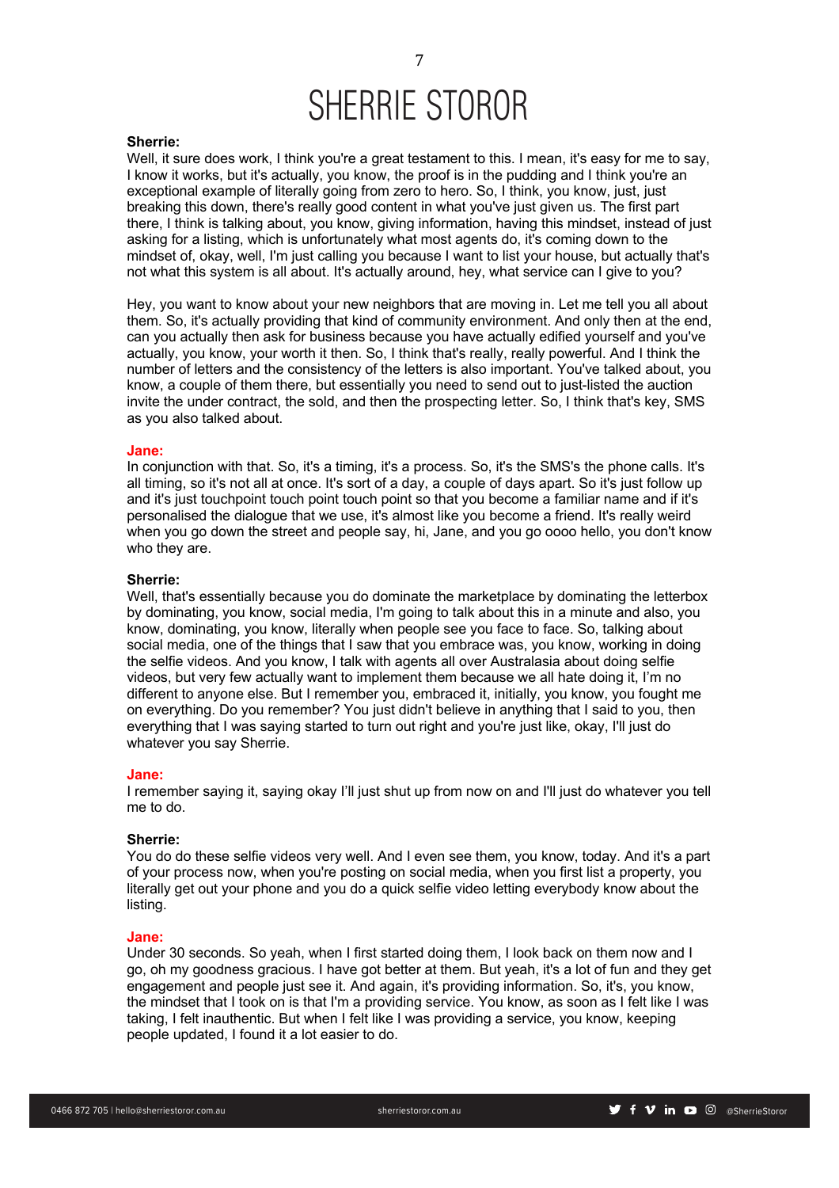**Sherrie:**
Well, it sure does work, I think you're a great testament to this. I mean, it's easy for me to say, I know it works, but it's actually, you know, the proof is in the pudding and I think you're an exceptional example of literally going from zero to hero. So, I think, you know, just, just breaking this down, there's really good content in what you've just given us. The first part there, I think is talking about, you know, giving information, having this mindset, instead of just asking for a listing, which is unfortunately what most agents do, it's coming down to the mindset of, okay, well, I'm just calling you because I want to list your house, but actually that's not what this system is all about. It's actually around, hey, what service can I give to you?

Hey, you want to know about your new neighbors that are moving in. Let me tell you all about them. So, it's actually providing that kind of community environment. And only then at the end, can you actually then ask for business because you have actually edified yourself and you've actually, you know, your worth it then. So, I think that's really, really powerful. And I think the number of letters and the consistency of the letters is also important. You've talked about, you know, a couple of them there, but essentially you need to send out to just-listed the auction invite the under contract, the sold, and then the prospecting letter. So, I think that's key, SMS as you also talked about.

**Jane:**
In conjunction with that. So, it's a timing, it's a process. So, it's the SMS's the phone calls. It's all timing, so it's not all at once. It's sort of a day, a couple of days apart. So it's just follow up and it's just touchpoint touch point touch point so that you become a familiar name and if it's personalised the dialogue that we use, it's almost like you become a friend. It's really weird when you go down the street and people say, hi, Jane, and you go oooo hello, you don't know who they are.

**Sherrie:**
Well, that's essentially because you do dominate the marketplace by dominating the letterbox by dominating, you know, social media, I'm going to talk about this in a minute and also, you know, dominating, you know, literally when people see you face to face. So, talking about social media, one of the things that I saw that you embrace was, you know, working in doing the selfie videos. And you know, I talk with agents all over Australasia about doing selfie videos, but very few actually want to implement them because we all hate doing it, I'm no different to anyone else. But I remember you, embraced it, initially, you know, you fought me on everything. Do you remember? You just didn't believe in anything that I said to you, then everything that I was saying started to turn out right and you're just like, okay, I'll just do whatever you say Sherrie.

**Jane:**
I remember saying it, saying okay I'll just shut up from now on and I'll just do whatever you tell me to do.

**Sherrie:**
You do do these selfie videos very well. And I even see them, you know, today. And it's a part of your process now, when you're posting on social media, when you first list a property, you literally get out your phone and you do a quick selfie video letting everybody know about the listing.

**Jane:**
Under 30 seconds. So yeah, when I first started doing them, I look back on them now and I go, oh my goodness gracious. I have got better at them. But yeah, it's a lot of fun and they get engagement and people just see it. And again, it's providing information. So, it's, you know, the mindset that I took on is that I'm a providing service. You know, as soon as I felt like I was taking, I felt inauthentic. But when I felt like I was providing a service, you know, keeping people updated, I found it a lot easier to do.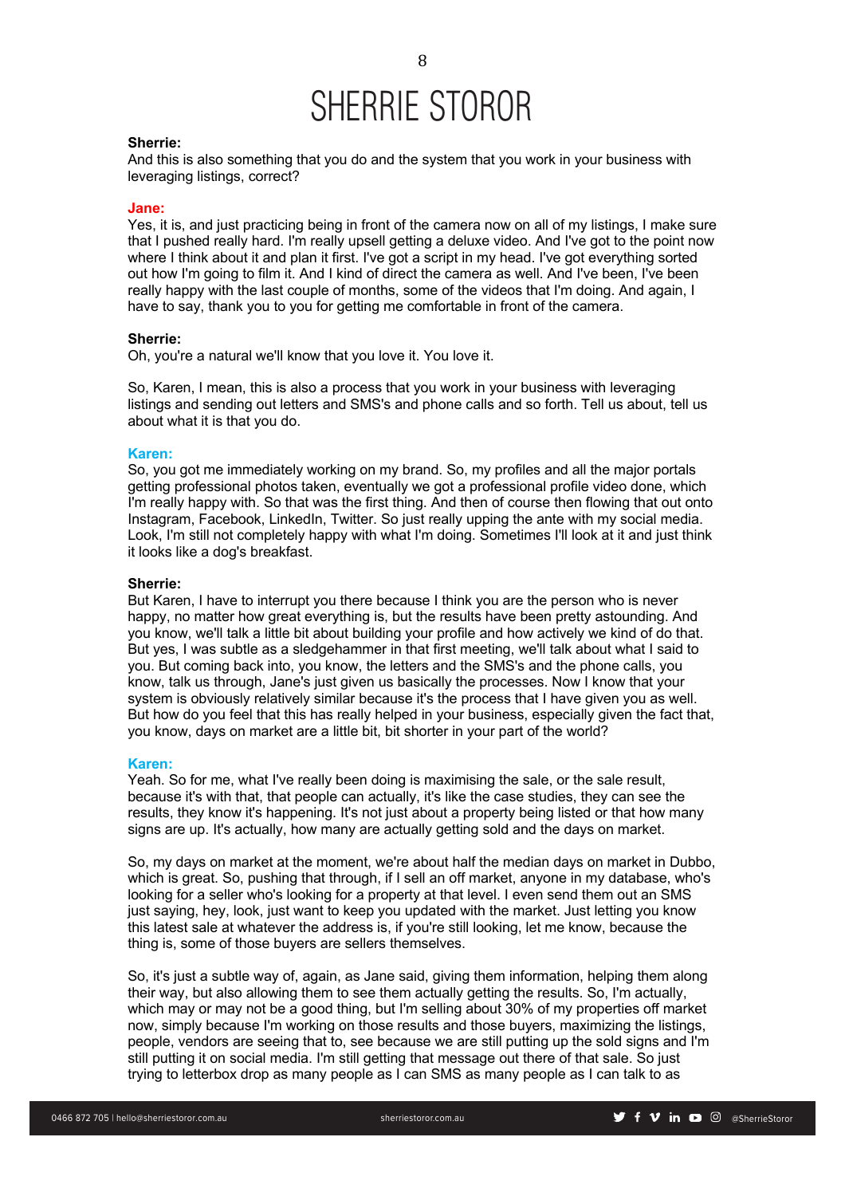**Sherrie:**
And this is also something that you do and the system that you work in your business with leveraging listings, correct?

**Jane:**
Yes, it is, and just practicing being in front of the camera now on all of my listings, I make sure that I pushed really hard. I'm really upsell getting a deluxe video. And I've got to the point now where I think about it and plan it first. I've got a script in my head. I've got everything sorted out how I'm going to film it. And I kind of direct the camera as well. And I've been, I've been really happy with the last couple of months, some of the videos that I'm doing. And again, I have to say, thank you to you for getting me comfortable in front of the camera.

**Sherrie:**
Oh, you're a natural we'll know that you love it. You love it.

So, Karen, I mean, this is also a process that you work in your business with leveraging listings and sending out letters and SMS's and phone calls and so forth. Tell us about, tell us about what it is that you do.

**Karen:**
So, you got me immediately working on my brand. So, my profiles and all the major portals getting professional photos taken, eventually we got a professional profile video done, which I'm really happy with. So that was the first thing. And then of course then flowing that out onto Instagram, Facebook, LinkedIn, Twitter. So just really upping the ante with my social media. Look, I'm still not completely happy with what I'm doing. Sometimes I'll look at it and just think it looks like a dog's breakfast.

**Sherrie:**
But Karen, I have to interrupt you there because I think you are the person who is never happy, no matter how great everything is, but the results have been pretty astounding. And you know, we'll talk a little bit about building your profile and how actively we kind of do that. But yes, I was subtle as a sledgehammer in that first meeting, we'll talk about what I said to you. But coming back into, you know, the letters and the SMS's and the phone calls, you know, talk us through, Jane's just given us basically the processes. Now I know that your system is obviously relatively similar because it's the process that I have given you as well. But how do you feel that this has really helped in your business, especially given the fact that, you know, days on market are a little bit, bit shorter in your part of the world?

**Karen:**
Yeah. So for me, what I've really been doing is maximising the sale, or the sale result, because it's with that, that people can actually, it's like the case studies, they can see the results, they know it's happening. It's not just about a property being listed or that how many signs are up. It's actually, how many are actually getting sold and the days on market.

So, my days on market at the moment, we're about half the median days on market in Dubbo, which is great. So, pushing that through, if I sell an off market, anyone in my database, who's looking for a seller who's looking for a property at that level. I even send them out an SMS just saying, hey, look, just want to keep you updated with the market. Just letting you know this latest sale at whatever the address is, if you're still looking, let me know, because the thing is, some of those buyers are sellers themselves.

So, it's just a subtle way of, again, as Jane said, giving them information, helping them along their way, but also allowing them to see them actually getting the results. So, I'm actually, which may or may not be a good thing, but I'm selling about 30% of my properties off market now, simply because I'm working on those results and those buyers, maximizing the listings, people, vendors are seeing that to, see because we are still putting up the sold signs and I'm still putting it on social media. I'm still getting that message out there of that sale. So just trying to letterbox drop as many people as I can SMS as many people as I can talk to as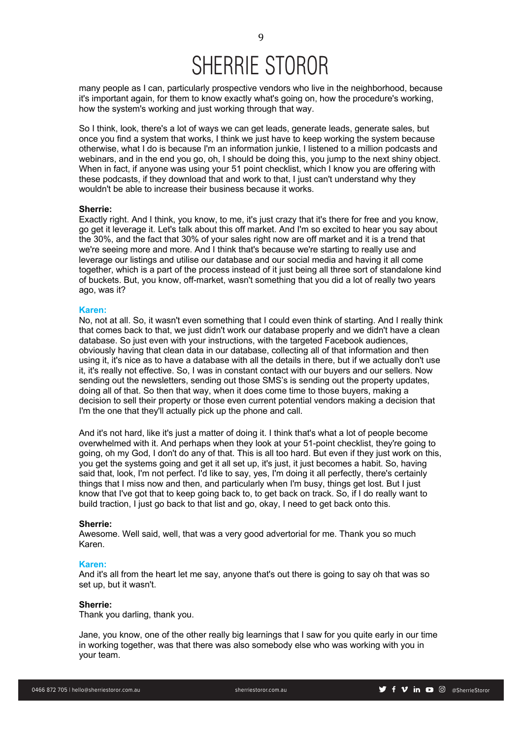many people as I can, particularly prospective vendors who live in the neighborhood, because it's important again, for them to know exactly what's going on, how the procedure's working, how the system's working and just working through that way.

So I think, look, there's a lot of ways we can get leads, generate leads, generate sales, but once you find a system that works, I think we just have to keep working the system because otherwise, what I do is because I'm an information junkie, I listened to a million podcasts and webinars, and in the end you go, oh, I should be doing this, you jump to the next shiny object. When in fact, if anyone was using your 51 point checklist, which I know you are offering with these podcasts, if they download that and work to that, I just can't understand why they wouldn't be able to increase their business because it works.

**Sherrie:**
Exactly right. And I think, you know, to me, it's just crazy that it's there for free and you know, go get it leverage it. Let's talk about this off market. And I'm so excited to hear you say about the 30%, and the fact that 30% of your sales right now are off market and it is a trend that we're seeing more and more. And I think that's because we're starting to really use and leverage our listings and utilise our database and our social media and having it all come together, which is a part of the process instead of it just being all three sort of standalone kind of buckets. But, you know, off-market, wasn't something that you did a lot of really two years ago, was it?

**Karen:**
No, not at all. So, it wasn't even something that I could even think of starting. And I really think that comes back to that, we just didn't work our database properly and we didn't have a clean database. So just even with your instructions, with the targeted Facebook audiences, obviously having that clean data in our database, collecting all of that information and then using it, it's nice as to have a database with all the details in there, but if we actually don't use it, it's really not effective. So, I was in constant contact with our buyers and our sellers. Now sending out the newsletters, sending out those SMS's is sending out the property updates, doing all of that. So then that way, when it does come time to those buyers, making a decision to sell their property or those even current potential vendors making a decision that I'm the one that they'll actually pick up the phone and call.

And it's not hard, like it's just a matter of doing it. I think that's what a lot of people become overwhelmed with it. And perhaps when they look at your 51-point checklist, they're going to going, oh my God, I don't do any of that. This is all too hard. But even if they just work on this, you get the systems going and get it all set up, it's just, it just becomes a habit. So, having said that, look, I'm not perfect. I'd like to say, yes, I'm doing it all perfectly, there's certainly things that I miss now and then, and particularly when I'm busy, things get lost. But I just know that I've got that to keep going back to, to get back on track. So, if I do really want to build traction, I just go back to that list and go, okay, I need to get back onto this.

**Sherrie:**
Awesome. Well said, well, that was a very good advertorial for me. Thank you so much Karen.

**Karen:**
And it's all from the heart let me say, anyone that's out there is going to say oh that was so set up, but it wasn't.

**Sherrie:**
Thank you darling, thank you.

Jane, you know, one of the other really big learnings that I saw for you quite early in our time in working together, was that there was also somebody else who was working with you in your team.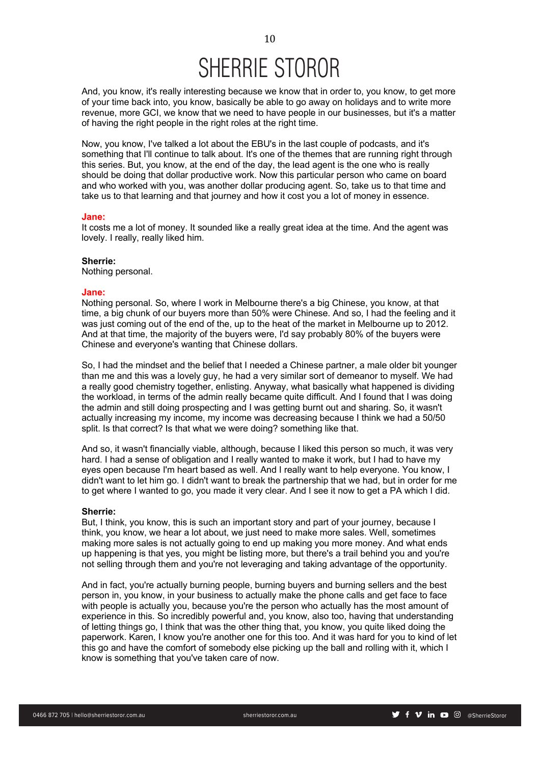And, you know, it's really interesting because we know that in order to, you know, to get more of your time back into, you know, basically be able to go away on holidays and to write more revenue, more GCI, we know that we need to have people in our businesses, but it's a matter of having the right people in the right roles at the right time.

Now, you know, I've talked a lot about the EBU's in the last couple of podcasts, and it's something that I'll continue to talk about. It's one of the themes that are running right through this series. But, you know, at the end of the day, the lead agent is the one who is really should be doing that dollar productive work. Now this particular person who came on board and who worked with you, was another dollar producing agent. So, take us to that time and take us to that learning and that journey and how it cost you a lot of money in essence.

**Jane:**
It costs me a lot of money. It sounded like a really great idea at the time. And the agent was lovely. I really, really liked him.

**Sherrie:**
Nothing personal.

**Jane:**
Nothing personal. So, where I work in Melbourne there's a big Chinese, you know, at that time, a big chunk of our buyers more than 50% were Chinese. And so, I had the feeling and it was just coming out of the end of the, up to the heat of the market in Melbourne up to 2012. And at that time, the majority of the buyers were, I'd say probably 80% of the buyers were Chinese and everyone's wanting that Chinese dollars.

So, I had the mindset and the belief that I needed a Chinese partner, a male older bit younger than me and this was a lovely guy, he had a very similar sort of demeanor to myself. We had a really good chemistry together, enlisting. Anyway, what basically what happened is dividing the workload, in terms of the admin really became quite difficult. And I found that I was doing the admin and still doing prospecting and I was getting burnt out and sharing. So, it wasn't actually increasing my income, my income was decreasing because I think we had a 50/50 split. Is that correct? Is that what we were doing? something like that.

And so, it wasn't financially viable, although, because I liked this person so much, it was very hard. I had a sense of obligation and I really wanted to make it work, but I had to have my eyes open because I'm heart based as well. And I really want to help everyone. You know, I didn't want to let him go. I didn't want to break the partnership that we had, but in order for me to get where I wanted to go, you made it very clear. And I see it now to get a PA which I did.

**Sherrie:**
But, I think, you know, this is such an important story and part of your journey, because I think, you know, we hear a lot about, we just need to make more sales. Well, sometimes making more sales is not actually going to end up making you more money. And what ends up happening is that yes, you might be listing more, but there's a trail behind you and you're not selling through them and you're not leveraging and taking advantage of the opportunity.

And in fact, you're actually burning people, burning buyers and burning sellers and the best person in, you know, in your business to actually make the phone calls and get face to face with people is actually you, because you're the person who actually has the most amount of experience in this. So incredibly powerful and, you know, also too, having that understanding of letting things go, I think that was the other thing that, you know, you quite liked doing the paperwork. Karen, I know you're another one for this too. And it was hard for you to kind of let this go and have the comfort of somebody else picking up the ball and rolling with it, which I know is something that you've taken care of now.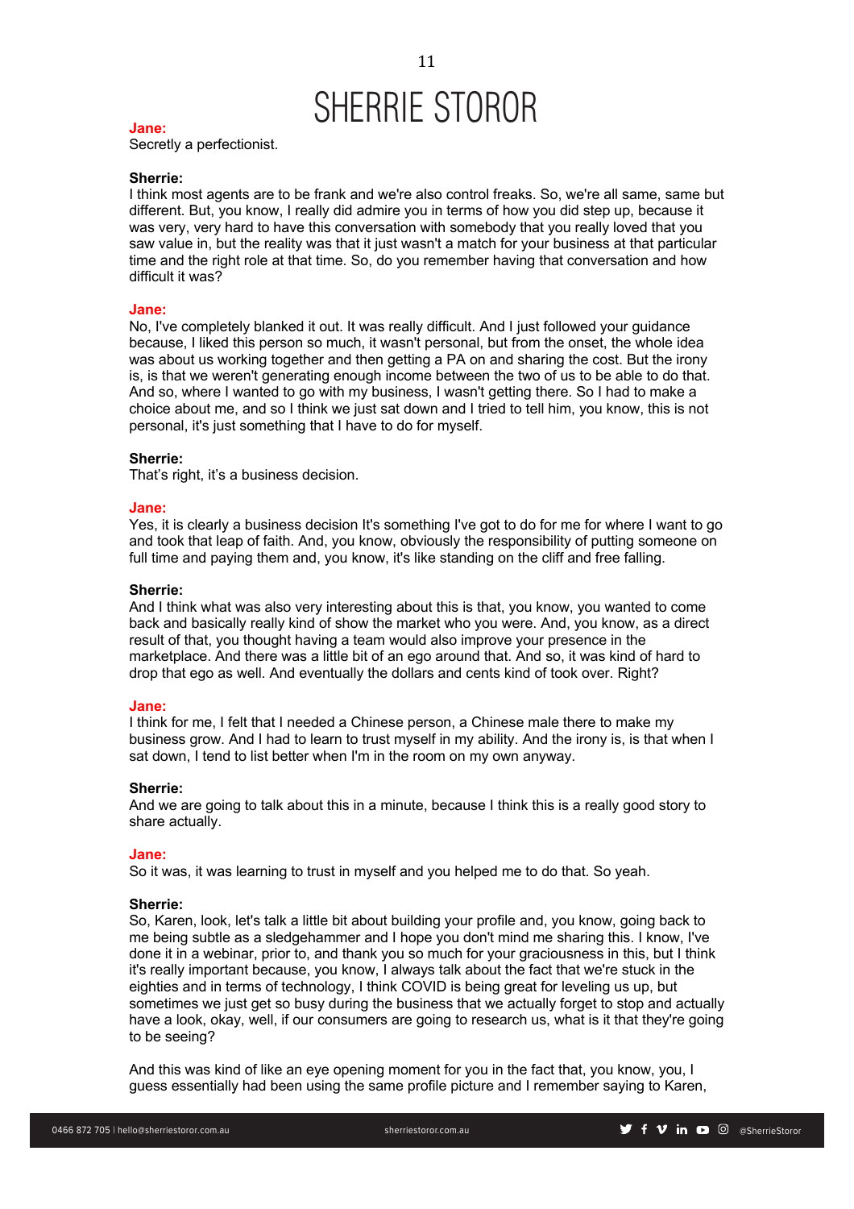**Jane:**
Secretly a perfectionist.

**Sherrie:**
I think most agents are to be frank and we're also control freaks. So, we're all same, same but different. But, you know, I really did admire you in terms of how you did step up, because it was very, very hard to have this conversation with somebody that you really loved that you saw value in, but the reality was that it just wasn't a match for your business at that particular time and the right role at that time. So, do you remember having that conversation and how difficult it was?

**Jane:**
No, I've completely blanked it out. It was really difficult. And I just followed your guidance because, I liked this person so much, it wasn't personal, but from the onset, the whole idea was about us working together and then getting a PA on and sharing the cost. But the irony is, is that we weren't generating enough income between the two of us to be able to do that. And so, where I wanted to go with my business, I wasn't getting there. So I had to make a choice about me, and so I think we just sat down and I tried to tell him, you know, this is not personal, it's just something that I have to do for myself.

**Sherrie:**
That's right, it's a business decision.

**Jane:**
Yes, it is clearly a business decision It's something I've got to do for me for where I want to go and took that leap of faith. And, you know, obviously the responsibility of putting someone on full time and paying them and, you know, it's like standing on the cliff and free falling.

**Sherrie:**
And I think what was also very interesting about this is that, you know, you wanted to come back and basically really kind of show the market who you were. And, you know, as a direct result of that, you thought having a team would also improve your presence in the marketplace. And there was a little bit of an ego around that. And so, it was kind of hard to drop that ego as well. And eventually the dollars and cents kind of took over. Right?

**Jane:**
I think for me, I felt that I needed a Chinese person, a Chinese male there to make my business grow. And I had to learn to trust myself in my ability. And the irony is, is that when I sat down, I tend to list better when I'm in the room on my own anyway.

**Sherrie:**
And we are going to talk about this in a minute, because I think this is a really good story to share actually.

**Jane:**
So it was, it was learning to trust in myself and you helped me to do that. So yeah.

**Sherrie:**
So, Karen, look, let's talk a little bit about building your profile and, you know, going back to me being subtle as a sledgehammer and I hope you don't mind me sharing this. I know, I've done it in a webinar, prior to, and thank you so much for your graciousness in this, but I think it's really important because, you know, I always talk about the fact that we're stuck in the eighties and in terms of technology, I think COVID is being great for leveling us up, but sometimes we just get so busy during the business that we actually forget to stop and actually have a look, okay, well, if our consumers are going to research us, what is it that they're going to be seeing?

And this was kind of like an eye opening moment for you in the fact that, you know, you, I guess essentially had been using the same profile picture and I remember saying to Karen,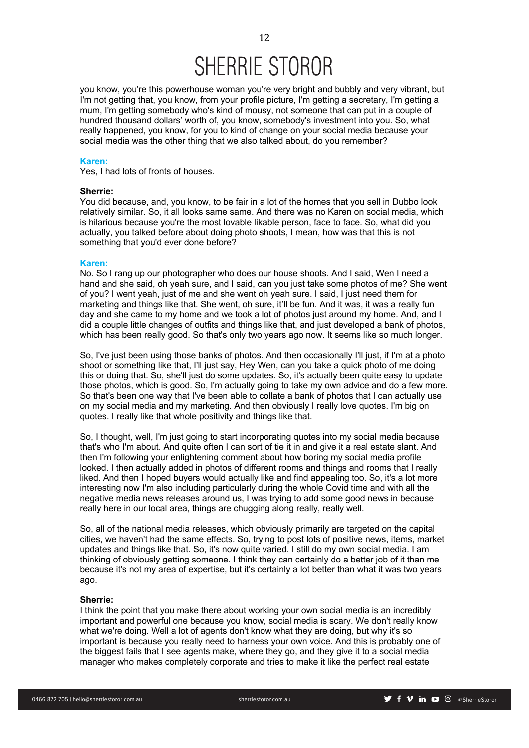you know, you're this powerhouse woman you're very bright and bubbly and very vibrant, but I'm not getting that, you know, from your profile picture, I'm getting a secretary, I'm getting a mum, I'm getting somebody who's kind of mousy, not someone that can put in a couple of hundred thousand dollars' worth of, you know, somebody's investment into you. So, what really happened, you know, for you to kind of change on your social media because your social media was the other thing that we also talked about, do you remember?

**Karen:**
Yes, I had lots of fronts of houses.

**Sherrie:**
You did because, and, you know, to be fair in a lot of the homes that you sell in Dubbo look relatively similar. So, it all looks same same. And there was no Karen on social media, which is hilarious because you're the most lovable likable person, face to face. So, what did you actually, you talked before about doing photo shoots, I mean, how was that this is not something that you'd ever done before?

**Karen:**
No. So I rang up our photographer who does our house shoots. And I said, Wen I need a hand and she said, oh yeah sure, and I said, can you just take some photos of me? She went of you? I went yeah, just of me and she went oh yeah sure. I said, I just need them for marketing and things like that. She went, oh sure, it'll be fun. And it was, it was a really fun day and she came to my home and we took a lot of photos just around my home. And, and I did a couple little changes of outfits and things like that, and just developed a bank of photos, which has been really good. So that's only two years ago now. It seems like so much longer.

So, I've just been using those banks of photos. And then occasionally I'll just, if I'm at a photo shoot or something like that, I'll just say, Hey Wen, can you take a quick photo of me doing this or doing that. So, she'll just do some updates. So, it's actually been quite easy to update those photos, which is good. So, I'm actually going to take my own advice and do a few more. So that's been one way that I've been able to collate a bank of photos that I can actually use on my social media and my marketing. And then obviously I really love quotes. I'm big on quotes. I really like that whole positivity and things like that.

So, I thought, well, I'm just going to start incorporating quotes into my social media because that's who I'm about. And quite often I can sort of tie it in and give it a real estate slant. And then I'm following your enlightening comment about how boring my social media profile looked. I then actually added in photos of different rooms and things and rooms that I really liked. And then I hoped buyers would actually like and find appealing too. So, it's a lot more interesting now I'm also including particularly during the whole Covid time and with all the negative media news releases around us, I was trying to add some good news in because really here in our local area, things are chugging along really, really well.

So, all of the national media releases, which obviously primarily are targeted on the capital cities, we haven't had the same effects. So, trying to post lots of positive news, items, market updates and things like that. So, it's now quite varied. I still do my own social media. I am thinking of obviously getting someone. I think they can certainly do a better job of it than me because it's not my area of expertise, but it's certainly a lot better than what it was two years ago.

**Sherrie:**
I think the point that you make there about working your own social media is an incredibly important and powerful one because you know, social media is scary. We don't really know what we're doing. Well a lot of agents don't know what they are doing, but why it's so important is because you really need to harness your own voice. And this is probably one of the biggest fails that I see agents make, where they go, and they give it to a social media manager who makes completely corporate and tries to make it like the perfect real estate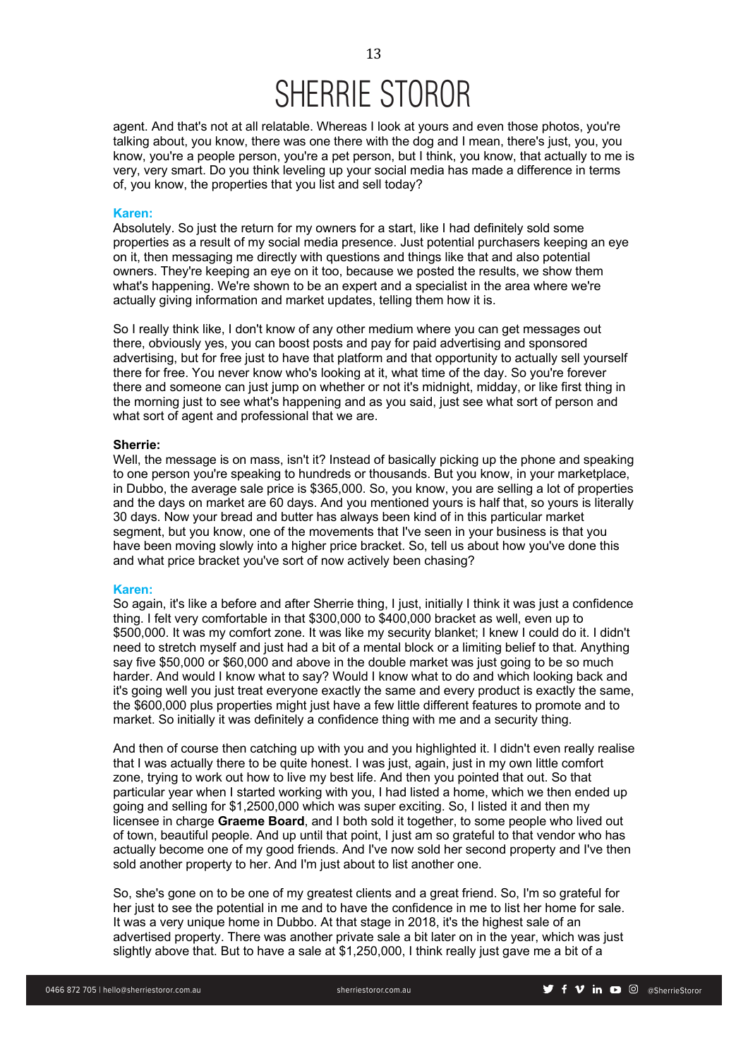agent. And that's not at all relatable. Whereas I look at yours and even those photos, you're talking about, you know, there was one there with the dog and I mean, there's just, you, you know, you're a people person, you're a pet person, but I think, you know, that actually to me is very, very smart. Do you think leveling up your social media has made a difference in terms of, you know, the properties that you list and sell today?

**Karen:**

Absolutely. So just the return for my owners for a start, like I had definitely sold some properties as a result of my social media presence. Just potential purchasers keeping an eye on it, then messaging me directly with questions and things like that and also potential owners. They're keeping an eye on it too, because we posted the results, we show them what's happening. We're shown to be an expert and a specialist in the area where we're actually giving information and market updates, telling them how it is.

So I really think like, I don't know of any other medium where you can get messages out there, obviously yes, you can boost posts and pay for paid advertising and sponsored advertising, but for free just to have that platform and that opportunity to actually sell yourself there for free. You never know who's looking at it, what time of the day. So you're forever there and someone can just jump on whether or not it's midnight, midday, or like first thing in the morning just to see what's happening and as you said, just see what sort of person and what sort of agent and professional that we are.

**Sherrie:**

Well, the message is on mass, isn't it? Instead of basically picking up the phone and speaking to one person you're speaking to hundreds or thousands. But you know, in your marketplace, in Dubbo, the average sale price is $365,000. So, you know, you are selling a lot of properties and the days on market are 60 days. And you mentioned yours is half that, so yours is literally 30 days. Now your bread and butter has always been kind of in this particular market segment, but you know, one of the movements that I've seen in your business is that you have been moving slowly into a higher price bracket. So, tell us about how you've done this and what price bracket you've sort of now actively been chasing?

**Karen:**

So again, it's like a before and after Sherrie thing, I just, initially I think it was just a confidence thing. I felt very comfortable in that $300,000 to $400,000 bracket as well, even up to $500,000. It was my comfort zone. It was like my security blanket; I knew I could do it. I didn't need to stretch myself and just had a bit of a mental block or a limiting belief to that. Anything say five $50,000 or $60,000 and above in the double market was just going to be so much harder. And would I know what to say? Would I know what to do and which looking back and it's going well you just treat everyone exactly the same and every product is exactly the same, the $600,000 plus properties might just have a few little different features to promote and to market. So initially it was definitely a confidence thing with me and a security thing.

And then of course then catching up with you and you highlighted it. I didn't even really realise that I was actually there to be quite honest. I was just, again, just in my own little comfort zone, trying to work out how to live my best life. And then you pointed that out. So that particular year when I started working with you, I had listed a home, which we then ended up going and selling for $1,2500,000 which was super exciting. So, I listed it and then my licensee in charge **Graeme Board**, and I both sold it together, to some people who lived out of town, beautiful people. And up until that point, I just am so grateful to that vendor who has actually become one of my good friends. And I've now sold her second property and I've then sold another property to her. And I'm just about to list another one.

So, she's gone on to be one of my greatest clients and a great friend. So, I'm so grateful for her just to see the potential in me and to have the confidence in me to list her home for sale. It was a very unique home in Dubbo. At that stage in 2018, it's the highest sale of an advertised property. There was another private sale a bit later on in the year, which was just slightly above that. But to have a sale at $1,250,000, I think really just gave me a bit of a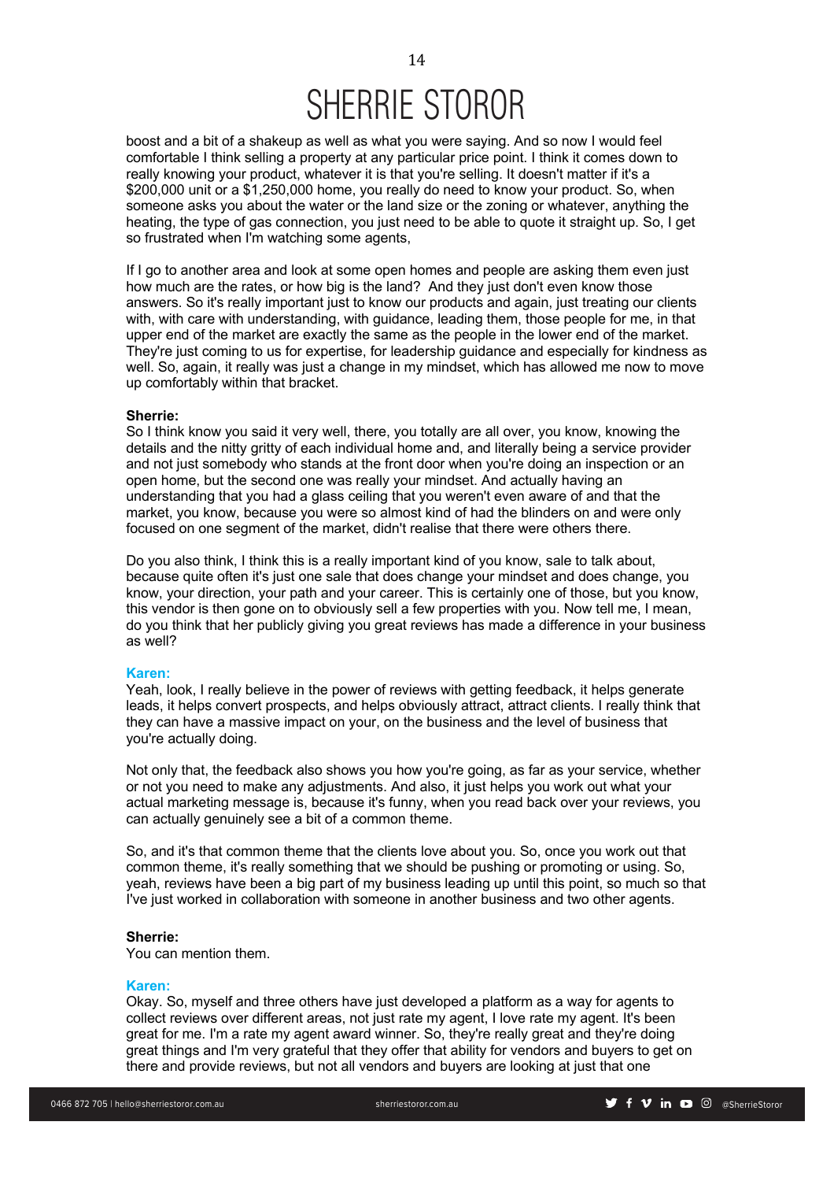boost and a bit of a shakeup as well as what you were saying. And so now I would feel comfortable I think selling a property at any particular price point. I think it comes down to really knowing your product, whatever it is that you're selling. It doesn't matter if it's a $200,000 unit or a $1,250,000 home, you really do need to know your product. So, when someone asks you about the water or the land size or the zoning or whatever, anything the heating, the type of gas connection, you just need to be able to quote it straight up. So, I get so frustrated when I'm watching some agents,

If I go to another area and look at some open homes and people are asking them even just how much are the rates, or how big is the land? And they just don't even know those answers. So it's really important just to know our products and again, just treating our clients with, with care with understanding, with guidance, leading them, those people for me, in that upper end of the market are exactly the same as the people in the lower end of the market. They're just coming to us for expertise, for leadership guidance and especially for kindness as well. So, again, it really was just a change in my mindset, which has allowed me now to move up comfortably within that bracket.

**Sherrie:**
So I think know you said it very well, there, you totally are all over, you know, knowing the details and the nitty gritty of each individual home and, and literally being a service provider and not just somebody who stands at the front door when you're doing an inspection or an open home, but the second one was really your mindset. And actually having an understanding that you had a glass ceiling that you weren't even aware of and that the market, you know, because you were so almost kind of had the blinders on and were only focused on one segment of the market, didn't realise that there were others there.

Do you also think, I think this is a really important kind of you know, sale to talk about, because quite often it's just one sale that does change your mindset and does change, you know, your direction, your path and your career. This is certainly one of those, but you know, this vendor is then gone on to obviously sell a few properties with you. Now tell me, I mean, do you think that her publicly giving you great reviews has made a difference in your business as well?

**Karen:**
Yeah, look, I really believe in the power of reviews with getting feedback, it helps generate leads, it helps convert prospects, and helps obviously attract, attract clients. I really think that they can have a massive impact on your, on the business and the level of business that you're actually doing.

Not only that, the feedback also shows you how you're going, as far as your service, whether or not you need to make any adjustments. And also, it just helps you work out what your actual marketing message is, because it's funny, when you read back over your reviews, you can actually genuinely see a bit of a common theme.

So, and it's that common theme that the clients love about you. So, once you work out that common theme, it's really something that we should be pushing or promoting or using. So, yeah, reviews have been a big part of my business leading up until this point, so much so that I've just worked in collaboration with someone in another business and two other agents.

**Sherrie:**
You can mention them.

**Karen:**
Okay. So, myself and three others have just developed a platform as a way for agents to collect reviews over different areas, not just rate my agent, I love rate my agent. It's been great for me. I'm a rate my agent award winner. So, they're really great and they're doing great things and I'm very grateful that they offer that ability for vendors and buyers to get on there and provide reviews, but not all vendors and buyers are looking at just that one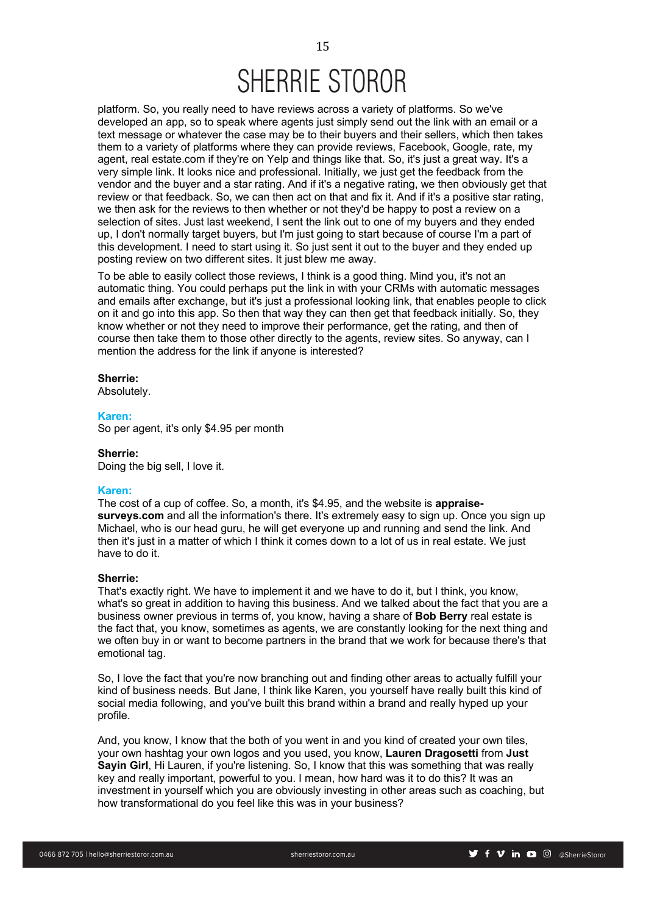platform. So, you really need to have reviews across a variety of platforms. So we've developed an app, so to speak where agents just simply send out the link with an email or a text message or whatever the case may be to their buyers and their sellers, which then takes them to a variety of platforms where they can provide reviews, Facebook, Google, rate, my agent, real estate.com if they're on Yelp and things like that. So, it's just a great way. It's a very simple link. It looks nice and professional. Initially, we just get the feedback from the vendor and the buyer and a star rating. And if it's a negative rating, we then obviously get that review or that feedback. So, we can then act on that and fix it. And if it's a positive star rating, we then ask for the reviews to then whether or not they'd be happy to post a review on a selection of sites. Just last weekend, I sent the link out to one of my buyers and they ended up, I don't normally target buyers, but I'm just going to start because of course I'm a part of this development. I need to start using it. So just sent it out to the buyer and they ended up posting review on two different sites. It just blew me away.

To be able to easily collect those reviews, I think is a good thing. Mind you, it's not an automatic thing. You could perhaps put the link in with your CRMs with automatic messages and emails after exchange, but it's just a professional looking link, that enables people to click on it and go into this app. So then that way they can then get that feedback initially. So, they know whether or not they need to improve their performance, get the rating, and then of course then take them to those other directly to the agents, review sites. So anyway, can I mention the address for the link if anyone is interested?

**Sherrie:**
Absolutely.

**Karen:**
So per agent, it's only $4.95 per month

**Sherrie:**
Doing the big sell, I love it.

**Karen:**
The cost of a cup of coffee. So, a month, it's $4.95, and the website is **appraise-surveys.com** and all the information's there. It's extremely easy to sign up. Once you sign up Michael, who is our head guru, he will get everyone up and running and send the link. And then it's just in a matter of which I think it comes down to a lot of us in real estate. We just have to do it.

**Sherrie:**
That's exactly right. We have to implement it and we have to do it, but I think, you know, what's so great in addition to having this business. And we talked about the fact that you are a business owner previous in terms of, you know, having a share of **Bob Berry** real estate is the fact that, you know, sometimes as agents, we are constantly looking for the next thing and we often buy in or want to become partners in the brand that we work for because there's that emotional tag.

So, I love the fact that you're now branching out and finding other areas to actually fulfill your kind of business needs. But Jane, I think like Karen, you yourself have really built this kind of social media following, and you've built this brand within a brand and really hyped up your profile.

And, you know, I know that the both of you went in and you kind of created your own tiles, your own hashtag your own logos and you used, you know, **Lauren Dragosetti** from **Just Sayin Girl**, Hi Lauren, if you're listening. So, I know that this was something that was really key and really important, powerful to you. I mean, how hard was it to do this? It was an investment in yourself which you are obviously investing in other areas such as coaching, but how transformational do you feel like this was in your business?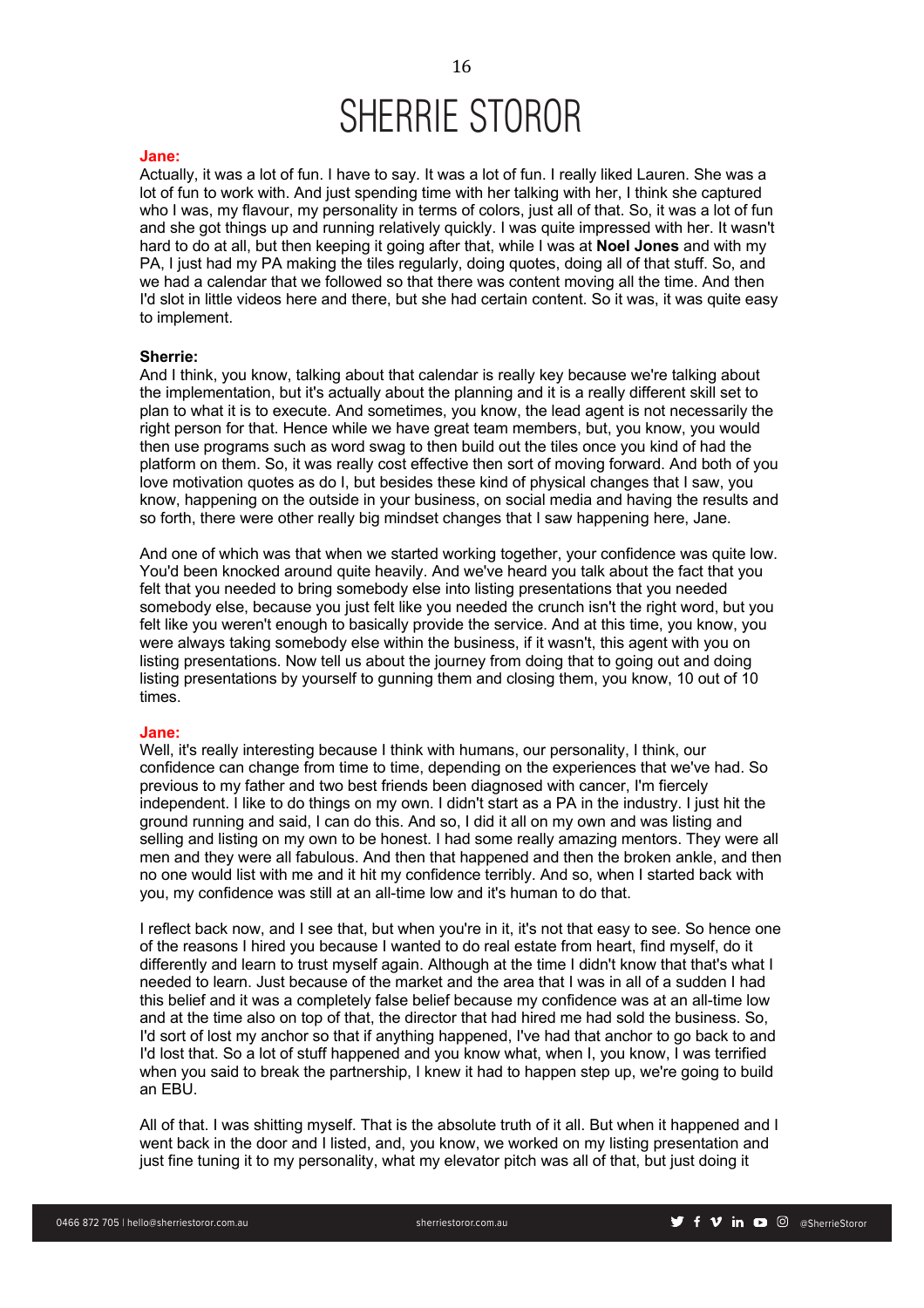**Jane:**

Actually, it was a lot of fun. I have to say. It was a lot of fun. I really liked Lauren. She was a lot of fun to work with. And just spending time with her talking with her, I think she captured who I was, my flavour, my personality in terms of colors, just all of that. So, it was a lot of fun and she got things up and running relatively quickly. I was quite impressed with her. It wasn't hard to do at all, but then keeping it going after that, while I was at **Noel Jones** and with my PA, I just had my PA making the tiles regularly, doing quotes, doing all of that stuff. So, and we had a calendar that we followed so that there was content moving all the time. And then I'd slot in little videos here and there, but she had certain content. So it was, it was quite easy to implement.

**Sherrie:**

And I think, you know, talking about that calendar is really key because we're talking about the implementation, but it's actually about the planning and it is a really different skill set to plan to what it is to execute. And sometimes, you know, the lead agent is not necessarily the right person for that. Hence while we have great team members, but, you know, you would then use programs such as word swag to then build out the tiles once you kind of had the platform on them. So, it was really cost effective then sort of moving forward. And both of you love motivation quotes as do I, but besides these kind of physical changes that I saw, you know, happening on the outside in your business, on social media and having the results and so forth, there were other really big mindset changes that I saw happening here, Jane.

And one of which was that when we started working together, your confidence was quite low. You'd been knocked around quite heavily. And we've heard you talk about the fact that you felt that you needed to bring somebody else into listing presentations that you needed somebody else, because you just felt like you needed the crunch isn't the right word, but you felt like you weren't enough to basically provide the service. And at this time, you know, you were always taking somebody else within the business, if it wasn't, this agent with you on listing presentations. Now tell us about the journey from doing that to going out and doing listing presentations by yourself to gunning them and closing them, you know, 10 out of 10 times.

**Jane:**

Well, it's really interesting because I think with humans, our personality, I think, our confidence can change from time to time, depending on the experiences that we've had. So previous to my father and two best friends been diagnosed with cancer, I'm fiercely independent. I like to do things on my own. I didn't start as a PA in the industry. I just hit the ground running and said, I can do this. And so, I did it all on my own and was listing and selling and listing on my own to be honest. I had some really amazing mentors. They were all men and they were all fabulous. And then that happened and then the broken ankle, and then no one would list with me and it hit my confidence terribly. And so, when I started back with you, my confidence was still at an all-time low and it's human to do that.

I reflect back now, and I see that, but when you're in it, it's not that easy to see. So hence one of the reasons I hired you because I wanted to do real estate from heart, find myself, do it differently and learn to trust myself again. Although at the time I didn't know that that's what I needed to learn. Just because of the market and the area that I was in all of a sudden I had this belief and it was a completely false belief because my confidence was at an all-time low and at the time also on top of that, the director that had hired me had sold the business. So, I'd sort of lost my anchor so that if anything happened, I've had that anchor to go back to and I'd lost that. So a lot of stuff happened and you know what, when I, you know, I was terrified when you said to break the partnership, I knew it had to happen step up, we're going to build an EBU.

All of that. I was shitting myself. That is the absolute truth of it all. But when it happened and I went back in the door and I listed, and, you know, we worked on my listing presentation and just fine tuning it to my personality, what my elevator pitch was all of that, but just doing it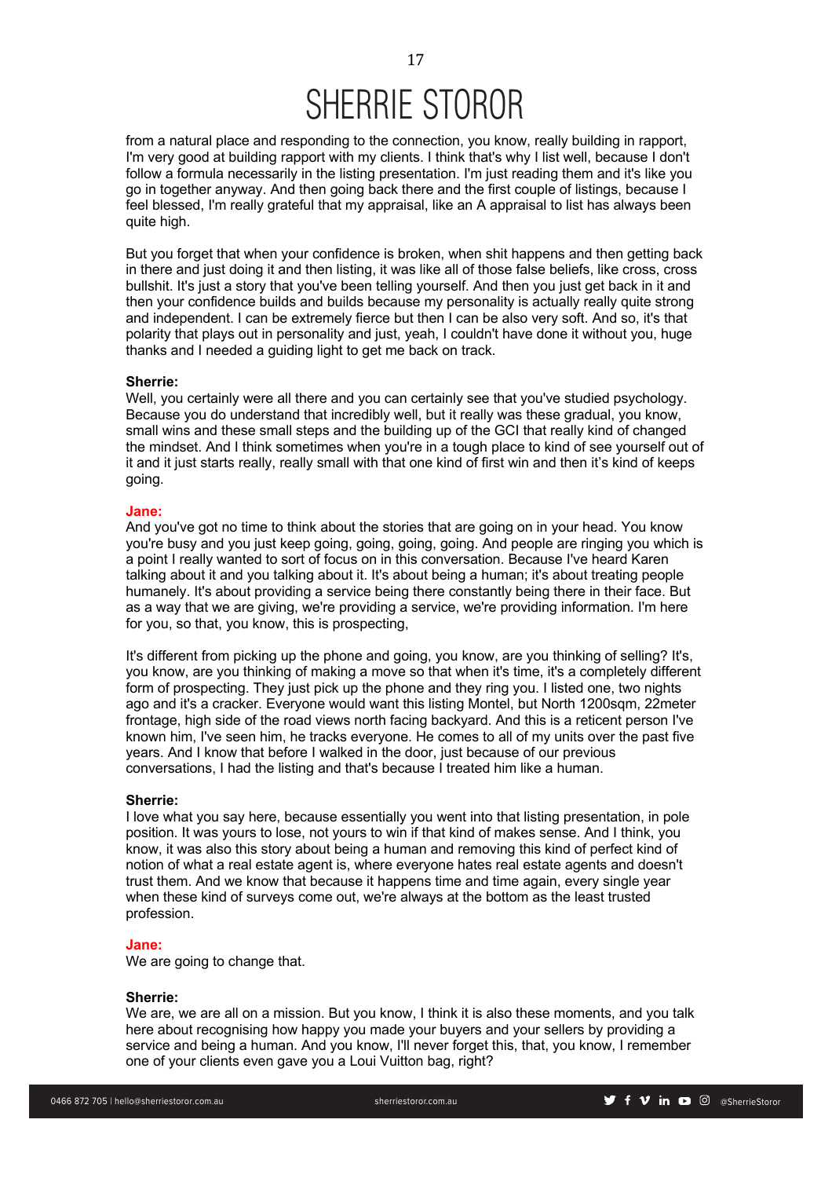from a natural place and responding to the connection, you know, really building in rapport, I'm very good at building rapport with my clients. I think that's why I list well, because I don't follow a formula necessarily in the listing presentation. I'm just reading them and it's like you go in together anyway. And then going back there and the first couple of listings, because I feel blessed, I'm really grateful that my appraisal, like an A appraisal to list has always been quite high.

But you forget that when your confidence is broken, when shit happens and then getting back in there and just doing it and then listing, it was like all of those false beliefs, like cross, cross bullshit. It's just a story that you've been telling yourself. And then you just get back in it and then your confidence builds and builds because my personality is actually really quite strong and independent. I can be extremely fierce but then I can be also very soft. And so, it's that polarity that plays out in personality and just, yeah, I couldn't have done it without you, huge thanks and I needed a guiding light to get me back on track.

**Sherrie:**
Well, you certainly were all there and you can certainly see that you've studied psychology. Because you do understand that incredibly well, but it really was these gradual, you know, small wins and these small steps and the building up of the GCI that really kind of changed the mindset. And I think sometimes when you're in a tough place to kind of see yourself out of it and it just starts really, really small with that one kind of first win and then it's kind of keeps going.

**Jane:**
And you've got no time to think about the stories that are going on in your head. You know you're busy and you just keep going, going, going, going. And people are ringing you which is a point I really wanted to sort of focus on in this conversation. Because I've heard Karen talking about it and you talking about it. It's about being a human; it's about treating people humanely. It's about providing a service being there constantly being there in their face. But as a way that we are giving, we're providing a service, we're providing information. I'm here for you, so that, you know, this is prospecting,

It's different from picking up the phone and going, you know, are you thinking of selling? It's, you know, are you thinking of making a move so that when it's time, it's a completely different form of prospecting. They just pick up the phone and they ring you. I listed one, two nights ago and it's a cracker. Everyone would want this listing Montel, but North 1200sqm, 22meter frontage, high side of the road views north facing backyard. And this is a reticent person I've known him, I've seen him, he tracks everyone. He comes to all of my units over the past five years. And I know that before I walked in the door, just because of our previous conversations, I had the listing and that's because I treated him like a human.

**Sherrie:**
I love what you say here, because essentially you went into that listing presentation, in pole position. It was yours to lose, not yours to win if that kind of makes sense. And I think, you know, it was also this story about being a human and removing this kind of perfect kind of notion of what a real estate agent is, where everyone hates real estate agents and doesn't trust them. And we know that because it happens time and time again, every single year when these kind of surveys come out, we're always at the bottom as the least trusted profession.

**Jane:**
We are going to change that.

**Sherrie:**
We are, we are all on a mission. But you know, I think it is also these moments, and you talk here about recognising how happy you made your buyers and your sellers by providing a service and being a human. And you know, I'll never forget this, that, you know, I remember one of your clients even gave you a Loui Vuitton bag, right?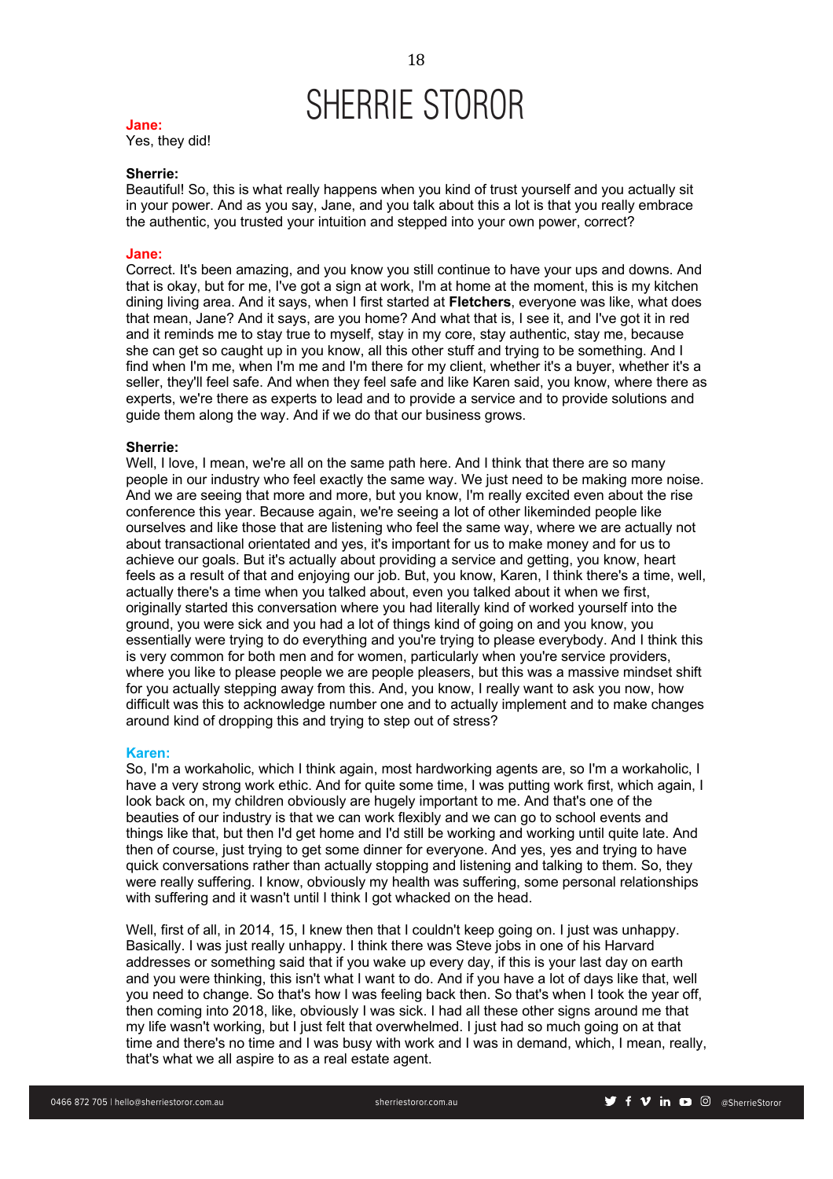**Jane:**
Yes, they did!

**Sherrie:**
Beautiful! So, this is what really happens when you kind of trust yourself and you actually sit in your power. And as you say, Jane, and you talk about this a lot is that you really embrace the authentic, you trusted your intuition and stepped into your own power, correct?

**Jane:**
Correct. It's been amazing, and you know you still continue to have your ups and downs. And that is okay, but for me, I've got a sign at work, I'm at home at the moment, this is my kitchen dining living area. And it says, when I first started at **Fletchers**, everyone was like, what does that mean, Jane? And it says, are you home? And what that is, I see it, and I've got it in red and it reminds me to stay true to myself, stay in my core, stay authentic, stay me, because she can get so caught up in you know, all this other stuff and trying to be something. And I find when I'm me, when I'm me and I'm there for my client, whether it's a buyer, whether it's a seller, they'll feel safe. And when they feel safe and like Karen said, you know, where there as experts, we're there as experts to lead and to provide a service and to provide solutions and guide them along the way. And if we do that our business grows.

**Sherrie:**
Well, I love, I mean, we're all on the same path here. And I think that there are so many people in our industry who feel exactly the same way. We just need to be making more noise. And we are seeing that more and more, but you know, I'm really excited even about the rise conference this year. Because again, we're seeing a lot of other likeminded people like ourselves and like those that are listening who feel the same way, where we are actually not about transactional orientated and yes, it's important for us to make money and for us to achieve our goals. But it's actually about providing a service and getting, you know, heart feels as a result of that and enjoying our job. But, you know, Karen, I think there's a time, well, actually there's a time when you talked about, even you talked about it when we first, originally started this conversation where you had literally kind of worked yourself into the ground, you were sick and you had a lot of things kind of going on and you know, you essentially were trying to do everything and you're trying to please everybody. And I think this is very common for both men and for women, particularly when you're service providers, where you like to please people we are people pleasers, but this was a massive mindset shift for you actually stepping away from this. And, you know, I really want to ask you now, how difficult was this to acknowledge number one and to actually implement and to make changes around kind of dropping this and trying to step out of stress?

**Karen:**
So, I'm a workaholic, which I think again, most hardworking agents are, so I'm a workaholic, I have a very strong work ethic. And for quite some time, I was putting work first, which again, I look back on, my children obviously are hugely important to me. And that's one of the beauties of our industry is that we can work flexibly and we can go to school events and things like that, but then I'd get home and I'd still be working and working until quite late. And then of course, just trying to get some dinner for everyone. And yes, yes and trying to have quick conversations rather than actually stopping and listening and talking to them. So, they were really suffering. I know, obviously my health was suffering, some personal relationships with suffering and it wasn't until I think I got whacked on the head.

Well, first of all, in 2014, 15, I knew then that I couldn't keep going on. I just was unhappy. Basically. I was just really unhappy. I think there was Steve jobs in one of his Harvard addresses or something said that if you wake up every day, if this is your last day on earth and you were thinking, this isn't what I want to do. And if you have a lot of days like that, well you need to change. So that's how I was feeling back then. So that's when I took the year off, then coming into 2018, like, obviously I was sick. I had all these other signs around me that my life wasn't working, but I just felt that overwhelmed. I just had so much going on at that time and there's no time and I was busy with work and I was in demand, which, I mean, really, that's what we all aspire to as a real estate agent.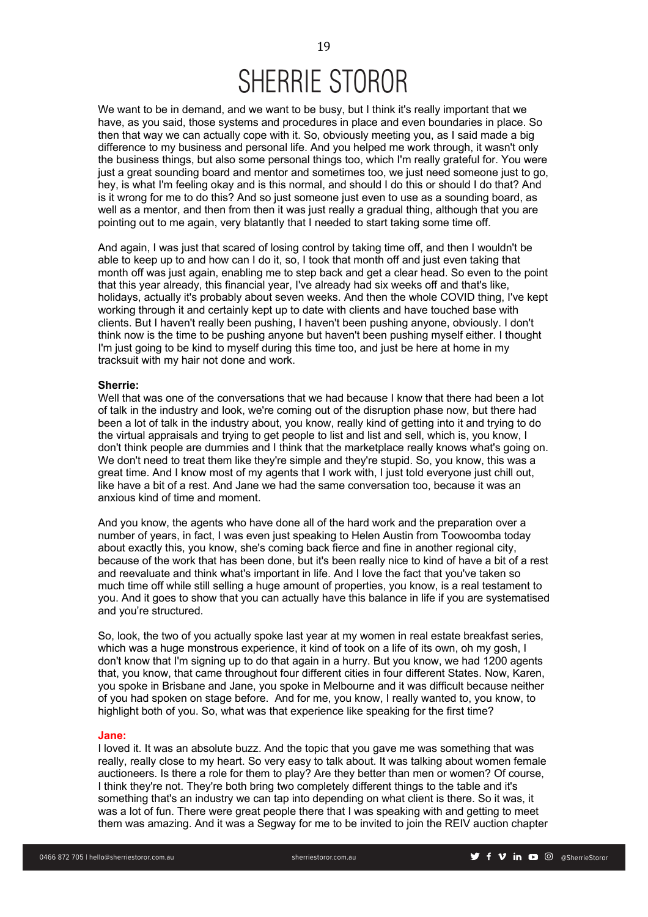We want to be in demand, and we want to be busy, but I think it's really important that we have, as you said, those systems and procedures in place and even boundaries in place. So then that way we can actually cope with it. So, obviously meeting you, as I said made a big difference to my business and personal life. And you helped me work through, it wasn't only the business things, but also some personal things too, which I'm really grateful for. You were just a great sounding board and mentor and sometimes too, we just need someone just to go, hey, is what I'm feeling okay and is this normal, and should I do this or should I do that? And is it wrong for me to do this? And so just someone just even to use as a sounding board, as well as a mentor, and then from then it was just really a gradual thing, although that you are pointing out to me again, very blatantly that I needed to start taking some time off.

And again, I was just that scared of losing control by taking time off, and then I wouldn't be able to keep up to and how can I do it, so, I took that month off and just even taking that month off was just again, enabling me to step back and get a clear head. So even to the point that this year already, this financial year, I've already had six weeks off and that's like, holidays, actually it's probably about seven weeks. And then the whole COVID thing, I've kept working through it and certainly kept up to date with clients and have touched base with clients. But I haven't really been pushing, I haven't been pushing anyone, obviously. I don't think now is the time to be pushing anyone but haven't been pushing myself either. I thought I'm just going to be kind to myself during this time too, and just be here at home in my tracksuit with my hair not done and work.

**Sherrie:**
Well that was one of the conversations that we had because I know that there had been a lot of talk in the industry and look, we're coming out of the disruption phase now, but there had been a lot of talk in the industry about, you know, really kind of getting into it and trying to do the virtual appraisals and trying to get people to list and list and sell, which is, you know, I don't think people are dummies and I think that the marketplace really knows what's going on. We don't need to treat them like they're simple and they're stupid. So, you know, this was a great time. And I know most of my agents that I work with, I just told everyone just chill out, like have a bit of a rest. And Jane we had the same conversation too, because it was an anxious kind of time and moment.

And you know, the agents who have done all of the hard work and the preparation over a number of years, in fact, I was even just speaking to Helen Austin from Toowoomba today about exactly this, you know, she's coming back fierce and fine in another regional city, because of the work that has been done, but it's been really nice to kind of have a bit of a rest and reevaluate and think what's important in life. And I love the fact that you've taken so much time off while still selling a huge amount of properties, you know, is a real testament to you. And it goes to show that you can actually have this balance in life if you are systematised and you're structured.

So, look, the two of you actually spoke last year at my women in real estate breakfast series, which was a huge monstrous experience, it kind of took on a life of its own, oh my gosh, I don't know that I'm signing up to do that again in a hurry. But you know, we had 1200 agents that, you know, that came throughout four different cities in four different States. Now, Karen, you spoke in Brisbane and Jane, you spoke in Melbourne and it was difficult because neither of you had spoken on stage before. And for me, you know, I really wanted to, you know, to highlight both of you. So, what was that experience like speaking for the first time?

**Jane:**
I loved it. It was an absolute buzz. And the topic that you gave me was something that was really, really close to my heart. So very easy to talk about. It was talking about women female auctioneers. Is there a role for them to play? Are they better than men or women? Of course, I think they're not. They're both bring two completely different things to the table and it's something that's an industry we can tap into depending on what client is there. So it was, it was a lot of fun. There were great people there that I was speaking with and getting to meet them was amazing. And it was a Segway for me to be invited to join the REIV auction chapter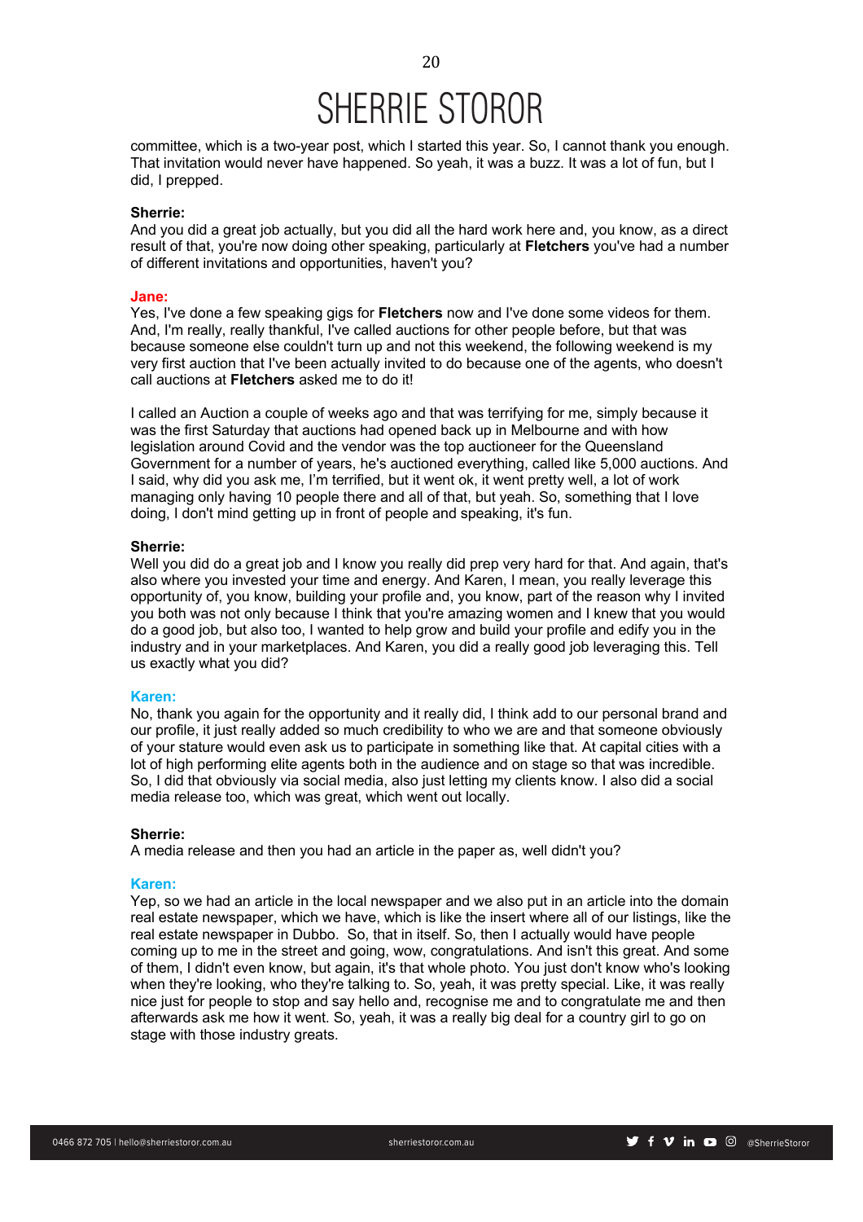committee, which is a two-year post, which I started this year. So, I cannot thank you enough. That invitation would never have happened. So yeah, it was a buzz. It was a lot of fun, but I did, I prepped.

**Sherrie:**
And you did a great job actually, but you did all the hard work here and, you know, as a direct result of that, you're now doing other speaking, particularly at **Fletchers** you've had a number of different invitations and opportunities, haven't you?

**Jane:**
Yes, I've done a few speaking gigs for **Fletchers** now and I've done some videos for them. And, I'm really, really thankful, I've called auctions for other people before, but that was because someone else couldn't turn up and not this weekend, the following weekend is my very first auction that I've been actually invited to do because one of the agents, who doesn't call auctions at **Fletchers** asked me to do it!

I called an Auction a couple of weeks ago and that was terrifying for me, simply because it was the first Saturday that auctions had opened back up in Melbourne and with how legislation around Covid and the vendor was the top auctioneer for the Queensland Government for a number of years, he's auctioned everything, called like 5,000 auctions. And I said, why did you ask me, I'm terrified, but it went ok, it went pretty well, a lot of work managing only having 10 people there and all of that, but yeah. So, something that I love doing, I don't mind getting up in front of people and speaking, it's fun.

**Sherrie:**
Well you did do a great job and I know you really did prep very hard for that. And again, that's also where you invested your time and energy. And Karen, I mean, you really leverage this opportunity of, you know, building your profile and, you know, part of the reason why I invited you both was not only because I think that you're amazing women and I knew that you would do a good job, but also too, I wanted to help grow and build your profile and edify you in the industry and in your marketplaces. And Karen, you did a really good job leveraging this. Tell us exactly what you did?

**Karen:**
No, thank you again for the opportunity and it really did, I think add to our personal brand and our profile, it just really added so much credibility to who we are and that someone obviously of your stature would even ask us to participate in something like that. At capital cities with a lot of high performing elite agents both in the audience and on stage so that was incredible. So, I did that obviously via social media, also just letting my clients know. I also did a social media release too, which was great, which went out locally.

**Sherrie:**
A media release and then you had an article in the paper as, well didn't you?

**Karen:**
Yep, so we had an article in the local newspaper and we also put in an article into the domain real estate newspaper, which we have, which is like the insert where all of our listings, like the real estate newspaper in Dubbo. So, that in itself. So, then I actually would have people coming up to me in the street and going, wow, congratulations. And isn't this great. And some of them, I didn't even know, but again, it's that whole photo. You just don't know who's looking when they're looking, who they're talking to. So, yeah, it was pretty special. Like, it was really nice just for people to stop and say hello and, recognise me and to congratulate me and then afterwards ask me how it went. So, yeah, it was a really big deal for a country girl to go on stage with those industry greats.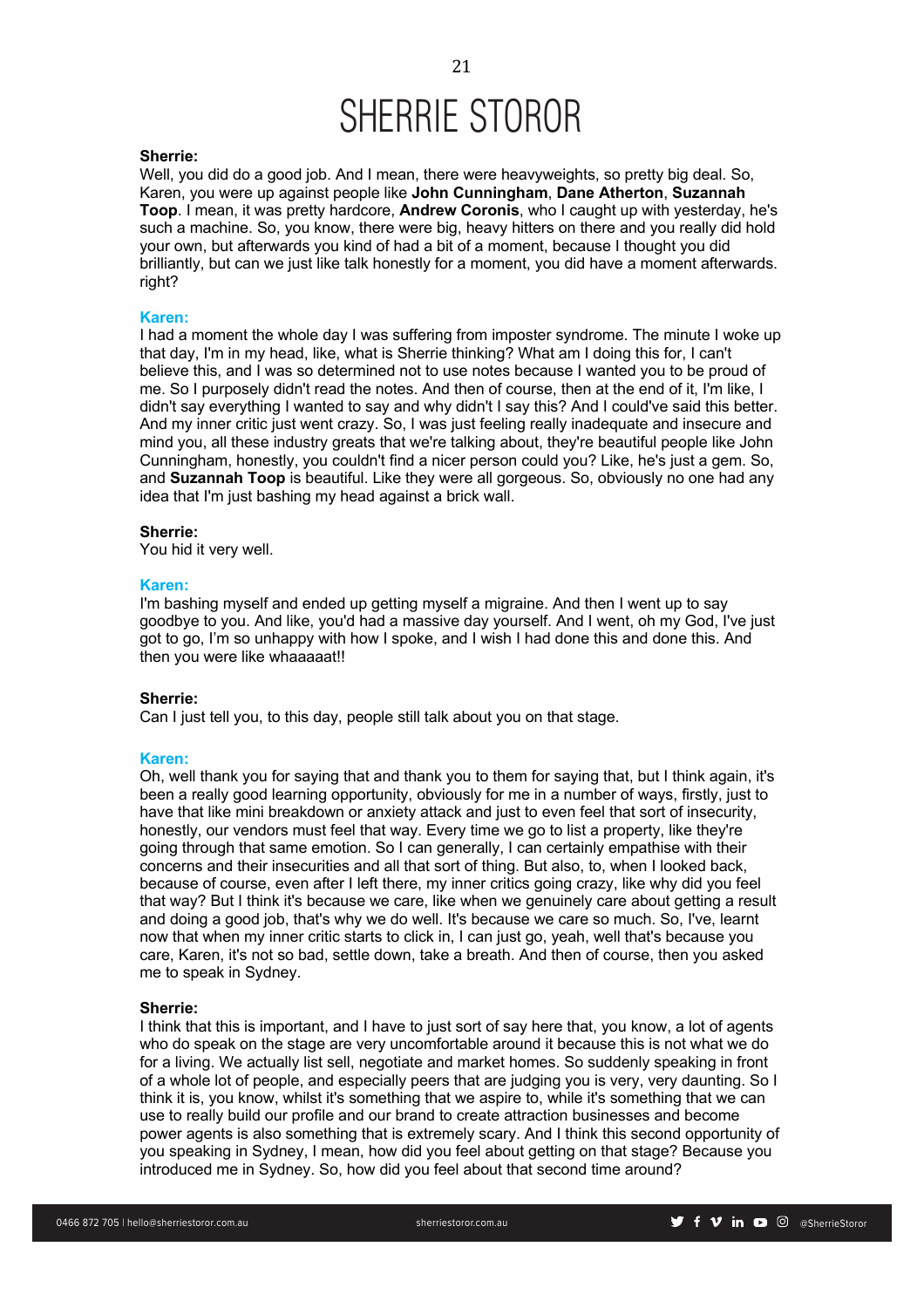**Sherrie:**
Well, you did do a good job. And I mean, there were heavyweights, so pretty big deal. So, Karen, you were up against people like **John Cunningham**, **Dane Atherton**, **Suzannah Toop**. I mean, it was pretty hardcore, **Andrew Coronis**, who I caught up with yesterday, he's such a machine. So, you know, there were big, heavy hitters on there and you really did hold your own, but afterwards you kind of had a bit of a moment, because I thought you did brilliantly, but can we just like talk honestly for a moment, you did have a moment afterwards. right?

**Karen:**
I had a moment the whole day I was suffering from imposter syndrome. The minute I woke up that day, I'm in my head, like, what is Sherrie thinking? What am I doing this for, I can't believe this, and I was so determined not to use notes because I wanted you to be proud of me. So I purposely didn't read the notes. And then of course, then at the end of it, I'm like, I didn't say everything I wanted to say and why didn't I say this? And I could've said this better. And my inner critic just went crazy. So, I was just feeling really inadequate and insecure and mind you, all these industry greats that we're talking about, they're beautiful people like John Cunningham, honestly, you couldn't find a nicer person could you? Like, he's just a gem. So, and **Suzannah Toop** is beautiful. Like they were all gorgeous. So, obviously no one had any idea that I'm just bashing my head against a brick wall.

**Sherrie:**
You hid it very well.

**Karen:**
I'm bashing myself and ended up getting myself a migraine. And then I went up to say goodbye to you. And like, you'd had a massive day yourself. And I went, oh my God, I've just got to go, I'm so unhappy with how I spoke, and I wish I had done this and done this. And then you were like whaaaaat!!

**Sherrie:**
Can I just tell you, to this day, people still talk about you on that stage.

**Karen:**
Oh, well thank you for saying that and thank you to them for saying that, but I think again, it's been a really good learning opportunity, obviously for me in a number of ways, firstly, just to have that like mini breakdown or anxiety attack and just to even feel that sort of insecurity, honestly, our vendors must feel that way. Every time we go to list a property, like they're going through that same emotion. So I can generally, I can certainly empathise with their concerns and their insecurities and all that sort of thing. But also, to, when I looked back, because of course, even after I left there, my inner critics going crazy, like why did you feel that way? But I think it's because we care, like when we genuinely care about getting a result and doing a good job, that's why we do well. It's because we care so much. So, I've, learnt now that when my inner critic starts to click in, I can just go, yeah, well that's because you care, Karen, it's not so bad, settle down, take a breath. And then of course, then you asked me to speak in Sydney.

**Sherrie:**
I think that this is important, and I have to just sort of say here that, you know, a lot of agents who do speak on the stage are very uncomfortable around it because this is not what we do for a living. We actually list sell, negotiate and market homes. So suddenly speaking in front of a whole lot of people, and especially peers that are judging you is very, very daunting. So I think it is, you know, whilst it's something that we aspire to, while it's something that we can use to really build our profile and our brand to create attraction businesses and become power agents is also something that is extremely scary. And I think this second opportunity of you speaking in Sydney, I mean, how did you feel about getting on that stage? Because you introduced me in Sydney. So, how did you feel about that second time around?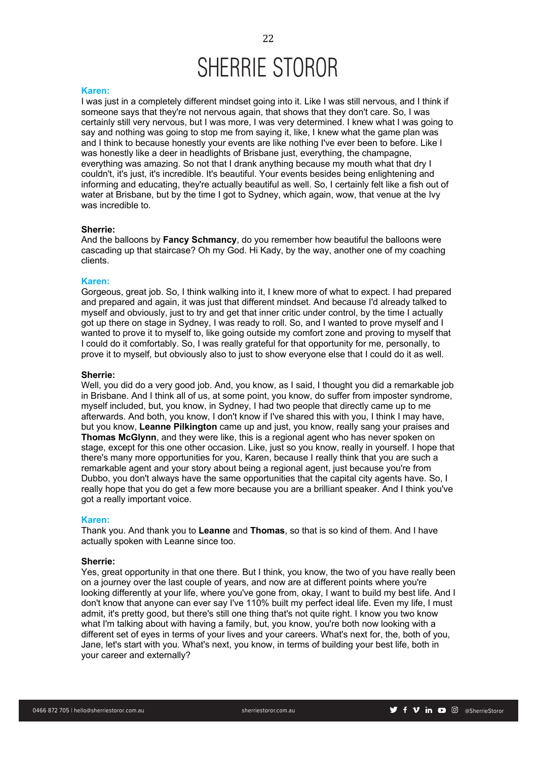**Karen:**

I was just in a completely different mindset going into it. Like I was still nervous, and I think if someone says that they're not nervous again, that shows that they don't care. So, I was certainly still very nervous, but I was more, I was very determined. I knew what I was going to say and nothing was going to stop me from saying it, like, I knew what the game plan was and I think to because honestly your events are like nothing I've ever been to before. Like I was honestly like a deer in headlights of Brisbane just, everything, the champagne, everything was amazing. So not that I drank anything because my mouth what that dry I couldn't, it's just, it's incredible. It's beautiful. Your events besides being enlightening and informing and educating, they're actually beautiful as well. So, I certainly felt like a fish out of water at Brisbane, but by the time I got to Sydney, which again, wow, that venue at the Ivy was incredible to.

**Sherrie:**

And the balloons by **Fancy Schmancy**, do you remember how beautiful the balloons were cascading up that staircase? Oh my God. Hi Kady, by the way, another one of my coaching clients.

**Karen:**

Gorgeous, great job. So, I think walking into it, I knew more of what to expect. I had prepared and prepared and again, it was just that different mindset. And because I'd already talked to myself and obviously, just to try and get that inner critic under control, by the time I actually got up there on stage in Sydney, I was ready to roll. So, and I wanted to prove myself and I wanted to prove it to myself to, like going outside my comfort zone and proving to myself that I could do it comfortably. So, I was really grateful for that opportunity for me, personally, to prove it to myself, but obviously also to just to show everyone else that I could do it as well.

**Sherrie:**

Well, you did do a very good job. And, you know, as I said, I thought you did a remarkable job in Brisbane. And I think all of us, at some point, you know, do suffer from imposter syndrome, myself included, but, you know, in Sydney, I had two people that directly came up to me afterwards. And both, you know, I don't know if I've shared this with you, I think I may have, but you know, **Leanne Pilkington** came up and just, you know, really sang your praises and **Thomas McGlynn**, and they were like, this is a regional agent who has never spoken on stage, except for this one other occasion. Like, just so you know, really in yourself. I hope that there's many more opportunities for you, Karen, because I really think that you are such a remarkable agent and your story about being a regional agent, just because you're from Dubbo, you don't always have the same opportunities that the capital city agents have. So, I really hope that you do get a few more because you are a brilliant speaker. And I think you've got a really important voice.

**Karen:**

Thank you. And thank you to **Leanne** and **Thomas**, so that is so kind of them. And I have actually spoken with Leanne since too.

**Sherrie:**

Yes, great opportunity in that one there. But I think, you know, the two of you have really been on a journey over the last couple of years, and now are at different points where you're looking differently at your life, where you've gone from, okay, I want to build my best life. And I don't know that anyone can ever say I've 110% built my perfect ideal life. Even my life, I must admit, it's pretty good, but there's still one thing that's not quite right. I know you two know what I'm talking about with having a family, but, you know, you're both now looking with a different set of eyes in terms of your lives and your careers. What's next for, the, both of you, Jane, let's start with you. What's next, you know, in terms of building your best life, both in your career and externally?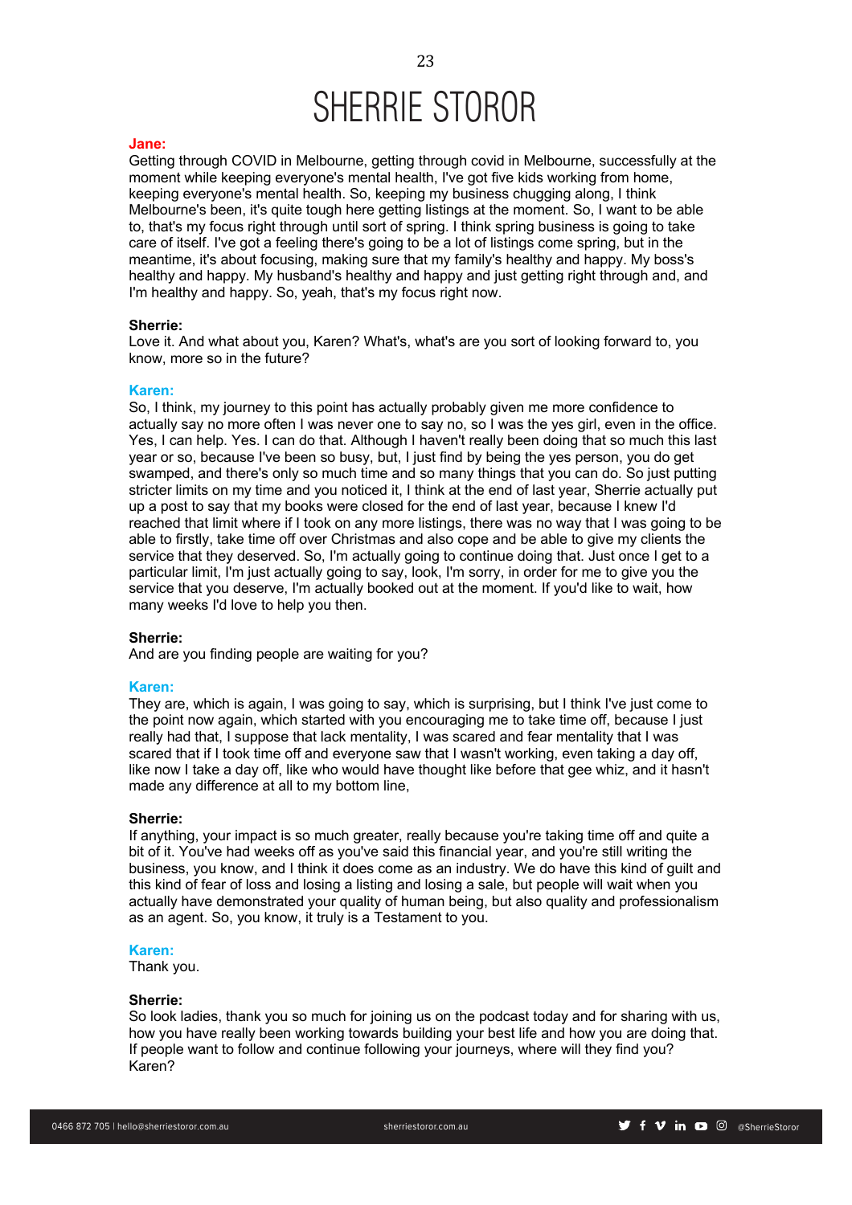**Jane:**
Getting through COVID in Melbourne, getting through covid in Melbourne, successfully at the moment while keeping everyone's mental health, I've got five kids working from home, keeping everyone's mental health. So, keeping my business chugging along, I think Melbourne's been, it's quite tough here getting listings at the moment. So, I want to be able to, that's my focus right through until sort of spring. I think spring business is going to take care of itself. I've got a feeling there's going to be a lot of listings come spring, but in the meantime, it's about focusing, making sure that my family's healthy and happy. My boss's healthy and happy. My husband's healthy and happy and just getting right through and, and I'm healthy and happy. So, yeah, that's my focus right now.

**Sherrie:**
Love it. And what about you, Karen? What's, what's are you sort of looking forward to, you know, more so in the future?

**Karen:**
So, I think, my journey to this point has actually probably given me more confidence to actually say no more often I was never one to say no, so I was the yes girl, even in the office. Yes, I can help. Yes. I can do that. Although I haven't really been doing that so much this last year or so, because I've been so busy, but, I just find by being the yes person, you do get swamped, and there's only so much time and so many things that you can do. So just putting stricter limits on my time and you noticed it, I think at the end of last year, Sherrie actually put up a post to say that my books were closed for the end of last year, because I knew I'd reached that limit where if I took on any more listings, there was no way that I was going to be able to firstly, take time off over Christmas and also cope and be able to give my clients the service that they deserved. So, I'm actually going to continue doing that. Just once I get to a particular limit, I'm just actually going to say, look, I'm sorry, in order for me to give you the service that you deserve, I'm actually booked out at the moment. If you'd like to wait, how many weeks I'd love to help you then.

**Sherrie:**
And are you finding people are waiting for you?

**Karen:**
They are, which is again, I was going to say, which is surprising, but I think I've just come to the point now again, which started with you encouraging me to take time off, because I just really had that, I suppose that lack mentality, I was scared and fear mentality that I was scared that if I took time off and everyone saw that I wasn't working, even taking a day off, like now I take a day off, like who would have thought like before that gee whiz, and it hasn't made any difference at all to my bottom line,

**Sherrie:**
If anything, your impact is so much greater, really because you're taking time off and quite a bit of it. You've had weeks off as you've said this financial year, and you're still writing the business, you know, and I think it does come as an industry. We do have this kind of guilt and this kind of fear of loss and losing a listing and losing a sale, but people will wait when you actually have demonstrated your quality of human being, but also quality and professionalism as an agent. So, you know, it truly is a Testament to you.

**Karen:**
Thank you.

**Sherrie:**
So look ladies, thank you so much for joining us on the podcast today and for sharing with us, how you have really been working towards building your best life and how you are doing that. If people want to follow and continue following your journeys, where will they find you? Karen?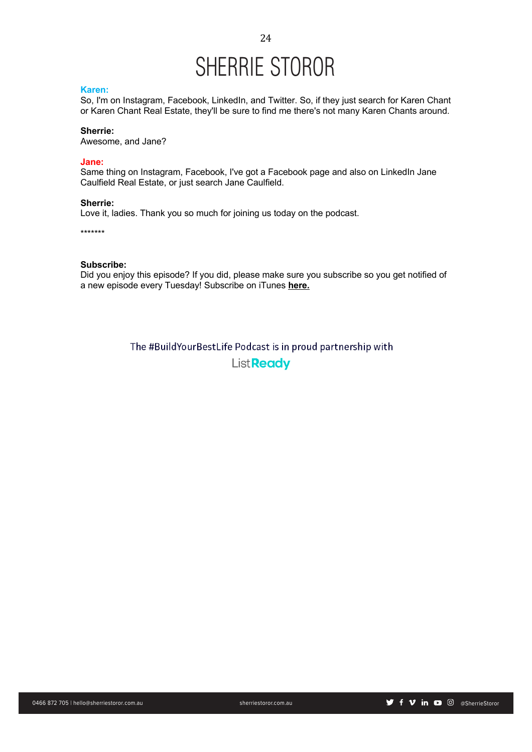**Karen:**
So, I'm on Instagram, Facebook, LinkedIn, and Twitter. So, if they just search for Karen Chant or Karen Chant Real Estate, they'll be sure to find me there's not many Karen Chants around.

**Sherrie:**
Awesome, and Jane?

**Jane:**
Same thing on Instagram, Facebook, I've got a Facebook page and also on LinkedIn Jane Caulfield Real Estate, or just search Jane Caulfield.

**Sherrie:**
Love it, ladies. Thank you so much for joining us today on the podcast.

*******

**Subscribe:**
Did you enjoy this episode? If you did, please make sure you subscribe so you get notified of a new episode every Tuesday! Subscribe on iTunes **here.**

The #BuildYourBestLife Podcast is in proud partnership with

ListReady